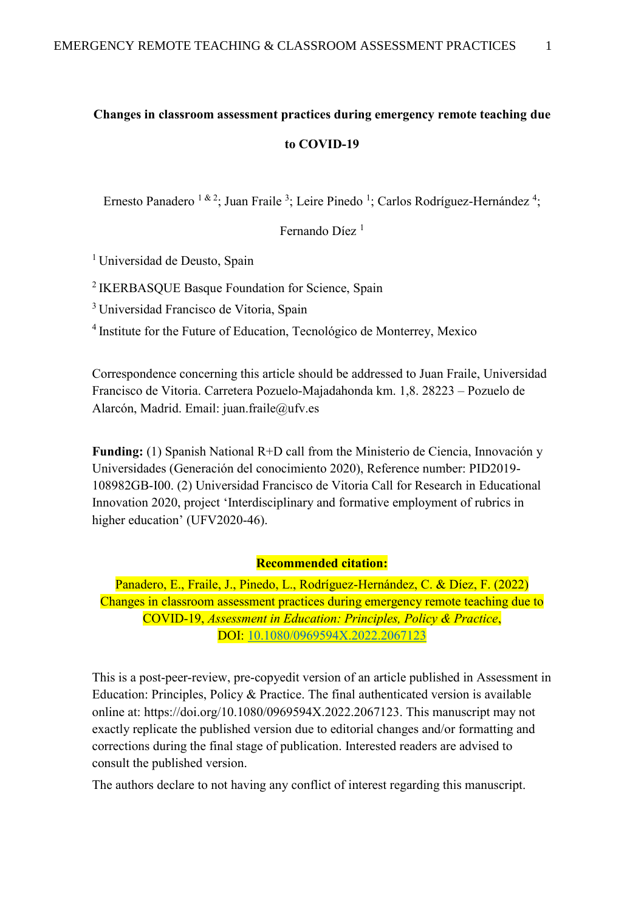# Changes in classroom assessment practices during emergency remote teaching due to COVID-19

Ernesto Panadero [1 & 2]; Juan Fraile [3]; Leire Pinedo [1]; Carlos Rodríguez-Hernández [4]; Fernando Díez [1]

[1] Universidad de Deusto, Spain

[2] IKERBASQUE Basque Foundation for Science, Spain

[3] Universidad Francisco de Vitoria, Spain

[4] Institute for the Future of Education, Tecnológico de Monterrey, Mexico

Correspondence concerning this article should be addressed to Juan Fraile, Universidad Francisco de Vitoria. Carretera Pozuelo-Majadahonda km. 1,8. 28223 – Pozuelo de Alarcón, Madrid. Email: juan.fraile@ufv.es

**Funding:** (1) Spanish National R+D call from the Ministerio de Ciencia, Innovación y Universidades (Generación del conocimiento 2020), Reference number: PID2019-108982GB-I00. (2) Universidad Francisco de Vitoria Call for Research in Educational Innovation 2020, project 'Interdisciplinary and formative employment of rubrics in higher education' (UFV2020-46).

**Recommended citation:**

Panadero, E., Fraile, J., Pinedo, L., Rodríguez-Hernández, C. & Díez, F. (2022) Changes in classroom assessment practices during emergency remote teaching due to COVID-19, *Assessment in Education: Principles, Policy & Practice*, DOI: 10.1080/0969594X.2022.2067123

This is a post-peer-review, pre-copyedit version of an article published in Assessment in Education: Principles, Policy & Practice. The final authenticated version is available online at: https://doi.org/10.1080/0969594X.2022.2067123. This manuscript may not exactly replicate the published version due to editorial changes and/or formatting and corrections during the final stage of publication. Interested readers are advised to consult the published version.

The authors declare to not having any conflict of interest regarding this manuscript.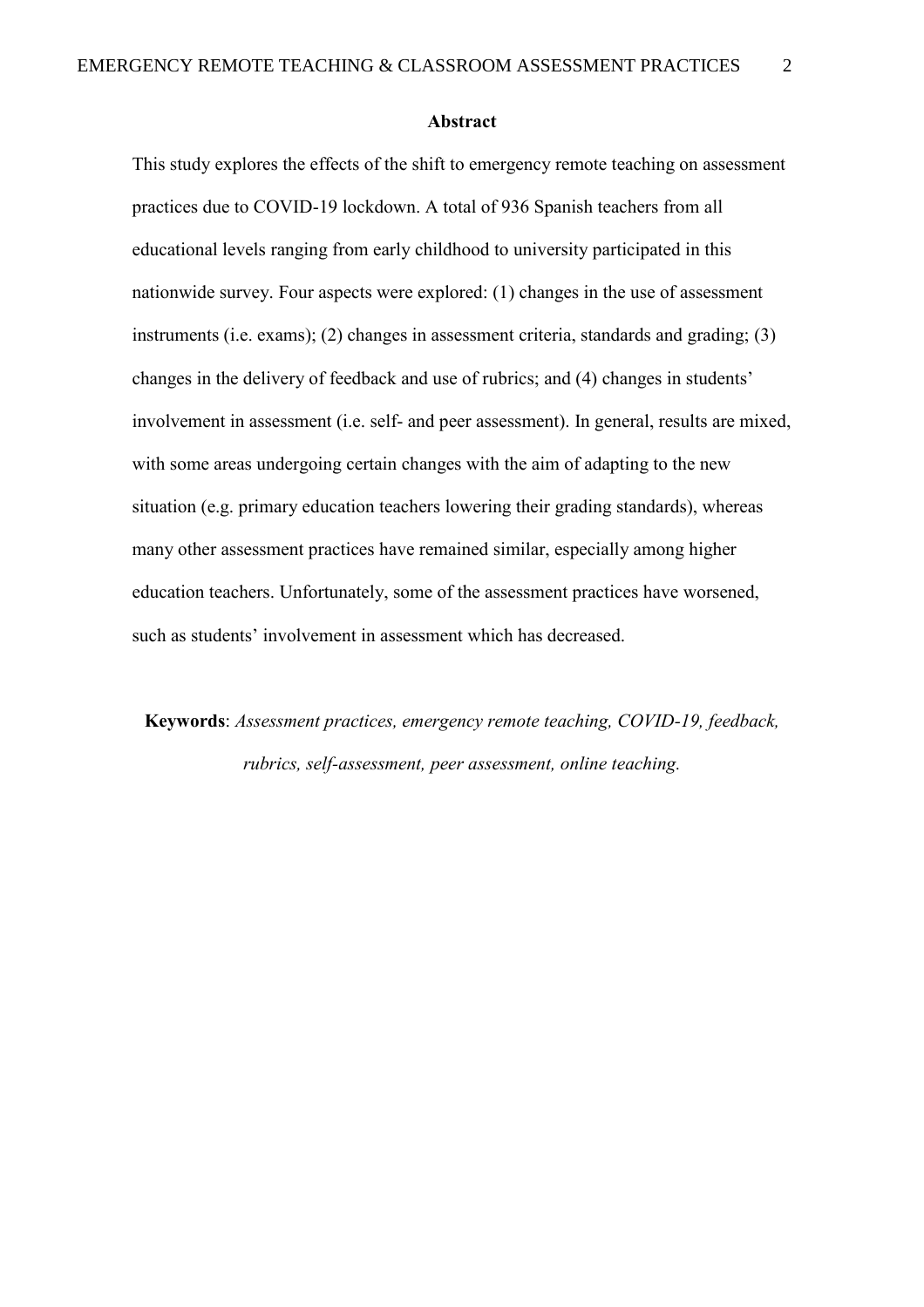# Abstract

This study explores the effects of the shift to emergency remote teaching on assessment practices due to COVID-19 lockdown. A total of 936 Spanish teachers from all educational levels ranging from early childhood to university participated in this nationwide survey. Four aspects were explored: (1) changes in the use of assessment instruments (i.e. exams); (2) changes in assessment criteria, standards and grading; (3) changes in the delivery of feedback and use of rubrics; and (4) changes in students' involvement in assessment (i.e. self- and peer assessment). In general, results are mixed, with some areas undergoing certain changes with the aim of adapting to the new situation (e.g. primary education teachers lowering their grading standards), whereas many other assessment practices have remained similar, especially among higher education teachers. Unfortunately, some of the assessment practices have worsened, such as students' involvement in assessment which has decreased.

**Keywords**: *Assessment practices, emergency remote teaching, COVID-19, feedback, rubrics, self-assessment, peer assessment, online teaching.*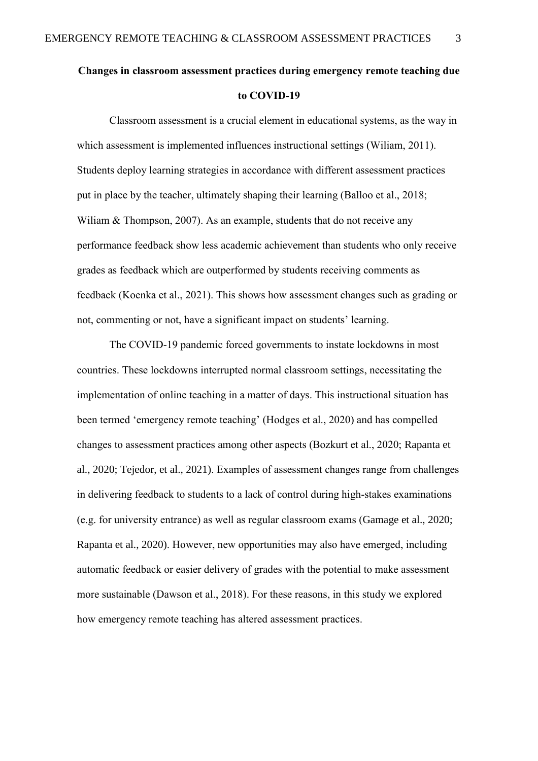# Changes in classroom assessment practices during emergency remote teaching due to COVID-19

Classroom assessment is a crucial element in educational systems, as the way in which assessment is implemented influences instructional settings (Wiliam, 2011). Students deploy learning strategies in accordance with different assessment practices put in place by the teacher, ultimately shaping their learning (Balloo et al., 2018; Wiliam & Thompson, 2007). As an example, students that do not receive any performance feedback show less academic achievement than students who only receive grades as feedback which are outperformed by students receiving comments as feedback (Koenka et al., 2021). This shows how assessment changes such as grading or not, commenting or not, have a significant impact on students' learning.

The COVID-19 pandemic forced governments to instate lockdowns in most countries. These lockdowns interrupted normal classroom settings, necessitating the implementation of online teaching in a matter of days. This instructional situation has been termed 'emergency remote teaching' (Hodges et al., 2020) and has compelled changes to assessment practices among other aspects (Bozkurt et al., 2020; Rapanta et al., 2020; Tejedor, et al., 2021). Examples of assessment changes range from challenges in delivering feedback to students to a lack of control during high-stakes examinations (e.g. for university entrance) as well as regular classroom exams (Gamage et al., 2020; Rapanta et al., 2020). However, new opportunities may also have emerged, including automatic feedback or easier delivery of grades with the potential to make assessment more sustainable (Dawson et al., 2018). For these reasons, in this study we explored how emergency remote teaching has altered assessment practices.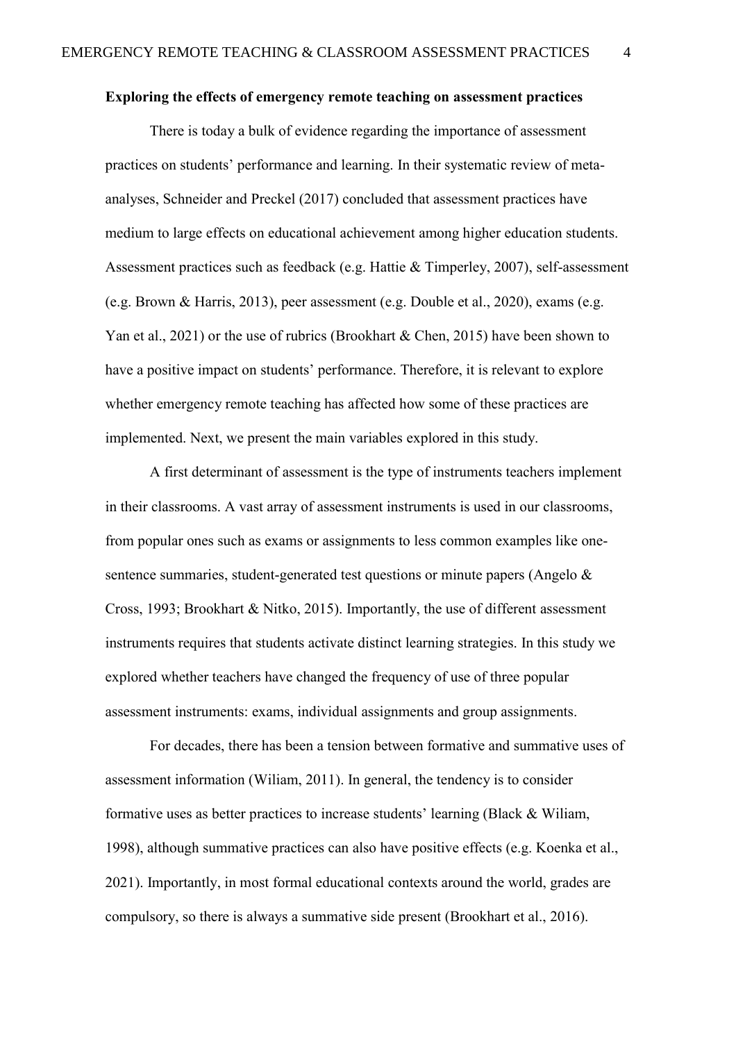**Exploring the effects of emergency remote teaching on assessment practices**

There is today a bulk of evidence regarding the importance of assessment practices on students' performance and learning. In their systematic review of meta-analyses, Schneider and Preckel (2017) concluded that assessment practices have medium to large effects on educational achievement among higher education students. Assessment practices such as feedback (e.g. Hattie & Timperley, 2007), self-assessment (e.g. Brown & Harris, 2013), peer assessment (e.g. Double et al., 2020), exams (e.g. Yan et al., 2021) or the use of rubrics (Brookhart & Chen, 2015) have been shown to have a positive impact on students' performance. Therefore, it is relevant to explore whether emergency remote teaching has affected how some of these practices are implemented. Next, we present the main variables explored in this study.

A first determinant of assessment is the type of instruments teachers implement in their classrooms. A vast array of assessment instruments is used in our classrooms, from popular ones such as exams or assignments to less common examples like one-sentence summaries, student-generated test questions or minute papers (Angelo & Cross, 1993; Brookhart & Nitko, 2015). Importantly, the use of different assessment instruments requires that students activate distinct learning strategies. In this study we explored whether teachers have changed the frequency of use of three popular assessment instruments: exams, individual assignments and group assignments.

For decades, there has been a tension between formative and summative uses of assessment information (Wiliam, 2011). In general, the tendency is to consider formative uses as better practices to increase students' learning (Black & Wiliam, 1998), although summative practices can also have positive effects (e.g. Koenka et al., 2021). Importantly, in most formal educational contexts around the world, grades are compulsory, so there is always a summative side present (Brookhart et al., 2016).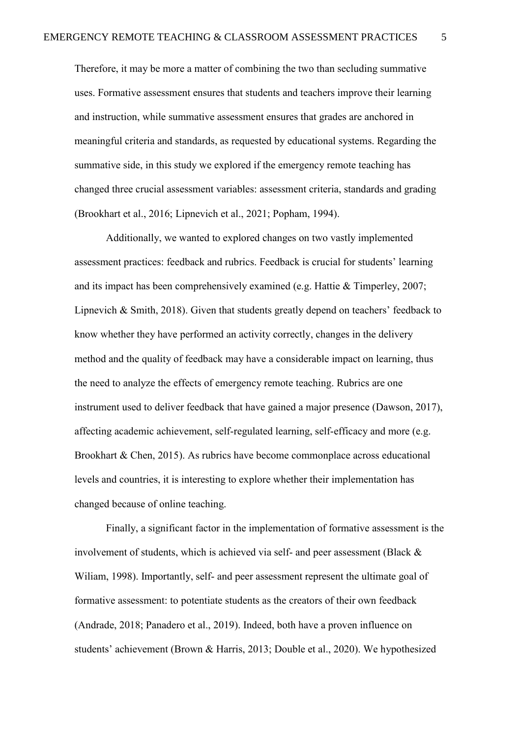Therefore, it may be more a matter of combining the two than secluding summative uses. Formative assessment ensures that students and teachers improve their learning and instruction, while summative assessment ensures that grades are anchored in meaningful criteria and standards, as requested by educational systems. Regarding the summative side, in this study we explored if the emergency remote teaching has changed three crucial assessment variables: assessment criteria, standards and grading (Brookhart et al., 2016; Lipnevich et al., 2021; Popham, 1994).

Additionally, we wanted to explored changes on two vastly implemented assessment practices: feedback and rubrics. Feedback is crucial for students' learning and its impact has been comprehensively examined (e.g. Hattie & Timperley, 2007; Lipnevich & Smith, 2018). Given that students greatly depend on teachers' feedback to know whether they have performed an activity correctly, changes in the delivery method and the quality of feedback may have a considerable impact on learning, thus the need to analyze the effects of emergency remote teaching. Rubrics are one instrument used to deliver feedback that have gained a major presence (Dawson, 2017), affecting academic achievement, self-regulated learning, self-efficacy and more (e.g. Brookhart & Chen, 2015). As rubrics have become commonplace across educational levels and countries, it is interesting to explore whether their implementation has changed because of online teaching.

Finally, a significant factor in the implementation of formative assessment is the involvement of students, which is achieved via self- and peer assessment (Black & Wiliam, 1998). Importantly, self- and peer assessment represent the ultimate goal of formative assessment: to potentiate students as the creators of their own feedback (Andrade, 2018; Panadero et al., 2019). Indeed, both have a proven influence on students' achievement (Brown & Harris, 2013; Double et al., 2020). We hypothesized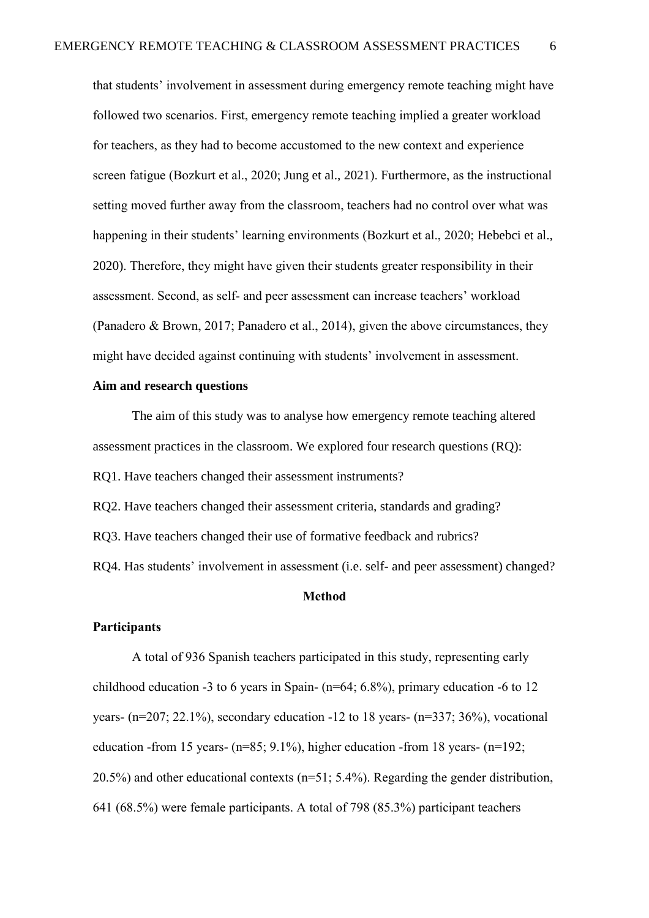that students' involvement in assessment during emergency remote teaching might have followed two scenarios. First, emergency remote teaching implied a greater workload for teachers, as they had to become accustomed to the new context and experience screen fatigue (Bozkurt et al., 2020; Jung et al., 2021). Furthermore, as the instructional setting moved further away from the classroom, teachers had no control over what was happening in their students' learning environments (Bozkurt et al., 2020; Hebebci et al., 2020). Therefore, they might have given their students greater responsibility in their assessment. Second, as self- and peer assessment can increase teachers' workload (Panadero & Brown, 2017; Panadero et al., 2014), given the above circumstances, they might have decided against continuing with students' involvement in assessment.

### Aim and research questions

The aim of this study was to analyse how emergency remote teaching altered assessment practices in the classroom. We explored four research questions (RQ):

RQ1. Have teachers changed their assessment instruments?

RQ2. Have teachers changed their assessment criteria, standards and grading?

RQ3. Have teachers changed their use of formative feedback and rubrics?

RQ4. Has students' involvement in assessment (i.e. self- and peer assessment) changed?

## Method

### Participants

A total of 936 Spanish teachers participated in this study, representing early childhood education -3 to 6 years in Spain- (n=64; 6.8%), primary education -6 to 12 years- (n=207; 22.1%), secondary education -12 to 18 years- (n=337; 36%), vocational education -from 15 years- (n=85; 9.1%), higher education -from 18 years- (n=192; 20.5%) and other educational contexts (n=51; 5.4%). Regarding the gender distribution, 641 (68.5%) were female participants. A total of 798 (85.3%) participant teachers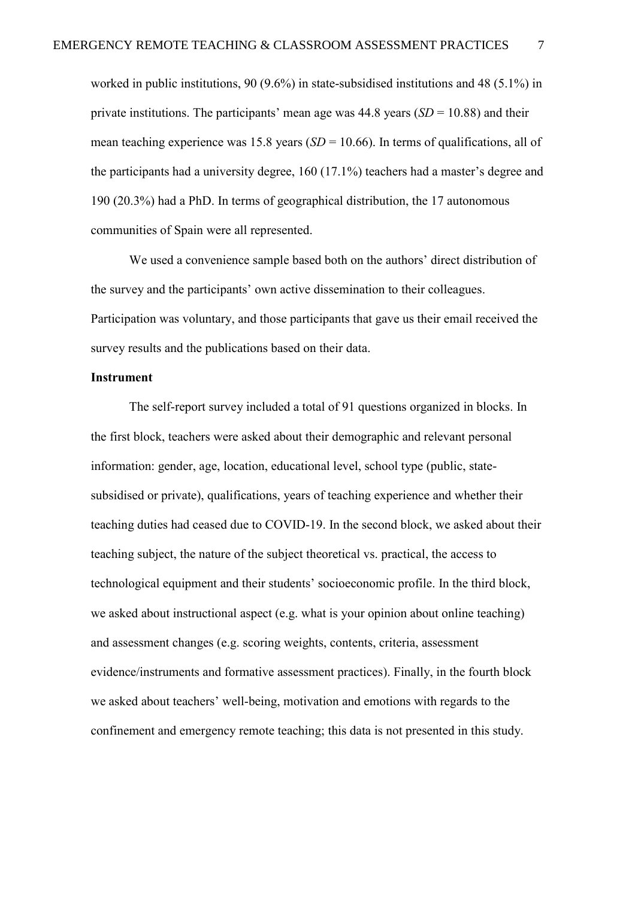worked in public institutions, 90 (9.6%) in state-subsidised institutions and 48 (5.1%) in private institutions. The participants' mean age was 44.8 years (*SD* = 10.88) and their mean teaching experience was 15.8 years (*SD* = 10.66). In terms of qualifications, all of the participants had a university degree, 160 (17.1%) teachers had a master's degree and 190 (20.3%) had a PhD. In terms of geographical distribution, the 17 autonomous communities of Spain were all represented.

We used a convenience sample based both on the authors' direct distribution of the survey and the participants' own active dissemination to their colleagues. Participation was voluntary, and those participants that gave us their email received the survey results and the publications based on their data.

### Instrument

The self-report survey included a total of 91 questions organized in blocks. In the first block, teachers were asked about their demographic and relevant personal information: gender, age, location, educational level, school type (public, state-subsidised or private), qualifications, years of teaching experience and whether their teaching duties had ceased due to COVID-19. In the second block, we asked about their teaching subject, the nature of the subject theoretical vs. practical, the access to technological equipment and their students' socioeconomic profile. In the third block, we asked about instructional aspect (e.g. what is your opinion about online teaching) and assessment changes (e.g. scoring weights, contents, criteria, assessment evidence/instruments and formative assessment practices). Finally, in the fourth block we asked about teachers' well-being, motivation and emotions with regards to the confinement and emergency remote teaching; this data is not presented in this study.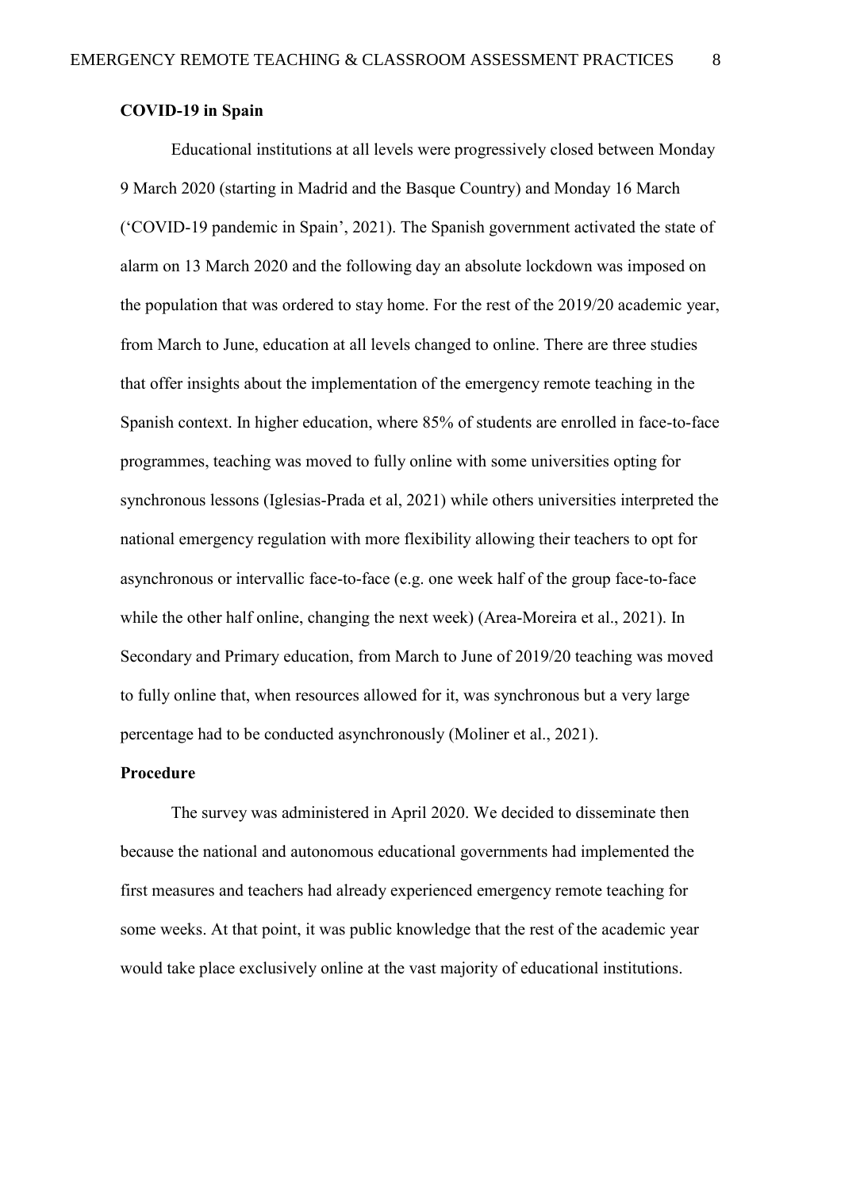**COVID-19 in Spain**

Educational institutions at all levels were progressively closed between Monday 9 March 2020 (starting in Madrid and the Basque Country) and Monday 16 March ('COVID-19 pandemic in Spain', 2021). The Spanish government activated the state of alarm on 13 March 2020 and the following day an absolute lockdown was imposed on the population that was ordered to stay home. For the rest of the 2019/20 academic year, from March to June, education at all levels changed to online. There are three studies that offer insights about the implementation of the emergency remote teaching in the Spanish context. In higher education, where 85% of students are enrolled in face-to-face programmes, teaching was moved to fully online with some universities opting for synchronous lessons (Iglesias-Prada et al, 2021) while others universities interpreted the national emergency regulation with more flexibility allowing their teachers to opt for asynchronous or intervallic face-to-face (e.g. one week half of the group face-to-face while the other half online, changing the next week) (Area-Moreira et al., 2021). In Secondary and Primary education, from March to June of 2019/20 teaching was moved to fully online that, when resources allowed for it, was synchronous but a very large percentage had to be conducted asynchronously (Moliner et al., 2021).

**Procedure**

The survey was administered in April 2020. We decided to disseminate then because the national and autonomous educational governments had implemented the first measures and teachers had already experienced emergency remote teaching for some weeks. At that point, it was public knowledge that the rest of the academic year would take place exclusively online at the vast majority of educational institutions.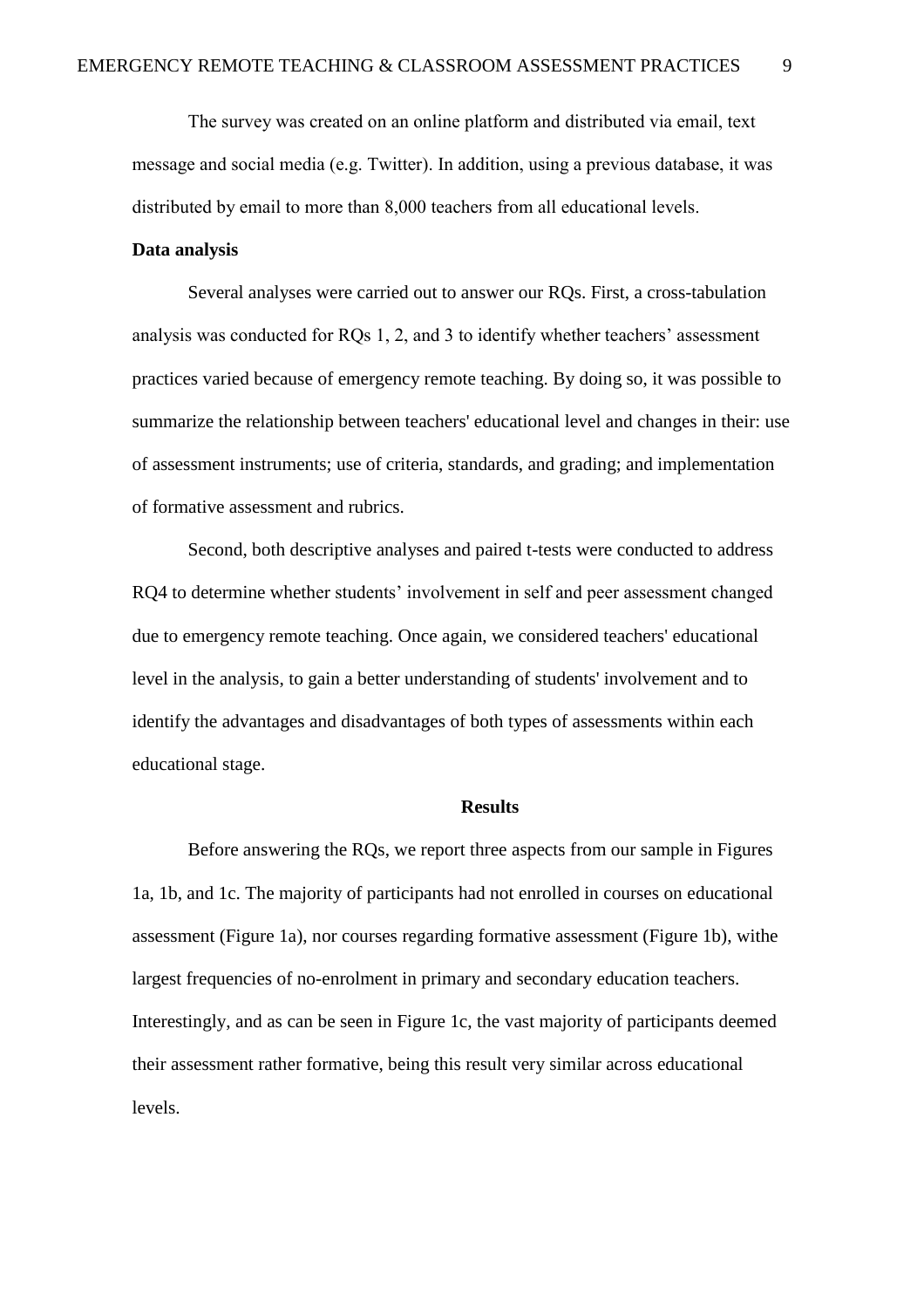The survey was created on an online platform and distributed via email, text message and social media (e.g. Twitter). In addition, using a previous database, it was distributed by email to more than 8,000 teachers from all educational levels.

**Data analysis**

Several analyses were carried out to answer our RQs. First, a cross-tabulation analysis was conducted for RQs 1, 2, and 3 to identify whether teachers' assessment practices varied because of emergency remote teaching. By doing so, it was possible to summarize the relationship between teachers' educational level and changes in their: use of assessment instruments; use of criteria, standards, and grading; and implementation of formative assessment and rubrics.

Second, both descriptive analyses and paired t-tests were conducted to address RQ4 to determine whether students' involvement in self and peer assessment changed due to emergency remote teaching. Once again, we considered teachers' educational level in the analysis, to gain a better understanding of students' involvement and to identify the advantages and disadvantages of both types of assessments within each educational stage.

## Results

Before answering the RQs, we report three aspects from our sample in Figures 1a, 1b, and 1c. The majority of participants had not enrolled in courses on educational assessment (Figure 1a), nor courses regarding formative assessment (Figure 1b), withe largest frequencies of no-enrolment in primary and secondary education teachers. Interestingly, and as can be seen in Figure 1c, the vast majority of participants deemed their assessment rather formative, being this result very similar across educational levels.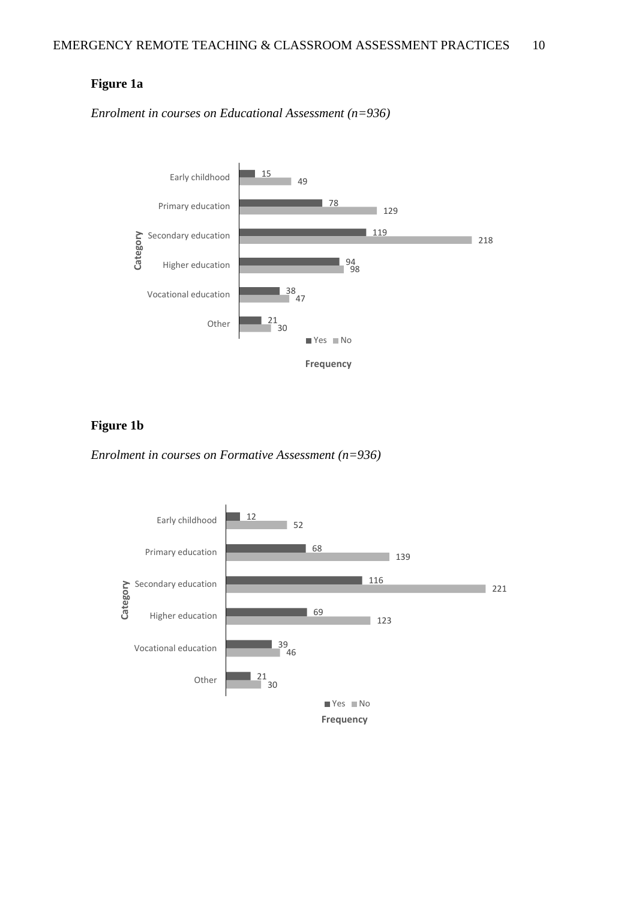**Figure 1a**

*Enrolment in courses on Educational Assessment (n=936)*

| Category | Yes | No |
|---|---|---|
| Early childhood | 15 | 49 |
| Primary education | 78 | 129 |
| Secondary education | 119 | 218 |
| Higher education | 94 | 98 |
| Vocational education | 38 | 47 |
| Other | 21 | 30 |

Frequency

**Figure 1b**

*Enrolment in courses on Formative Assessment (n=936)*

| Category | Yes | No |
|---|---|---|
| Early childhood | 12 | 52 |
| Primary education | 68 | 139 |
| Secondary education | 116 | 221 |
| Higher education | 69 | 123 |
| Vocational education | 39 | 46 |
| Other | 21 | 30 |

Frequency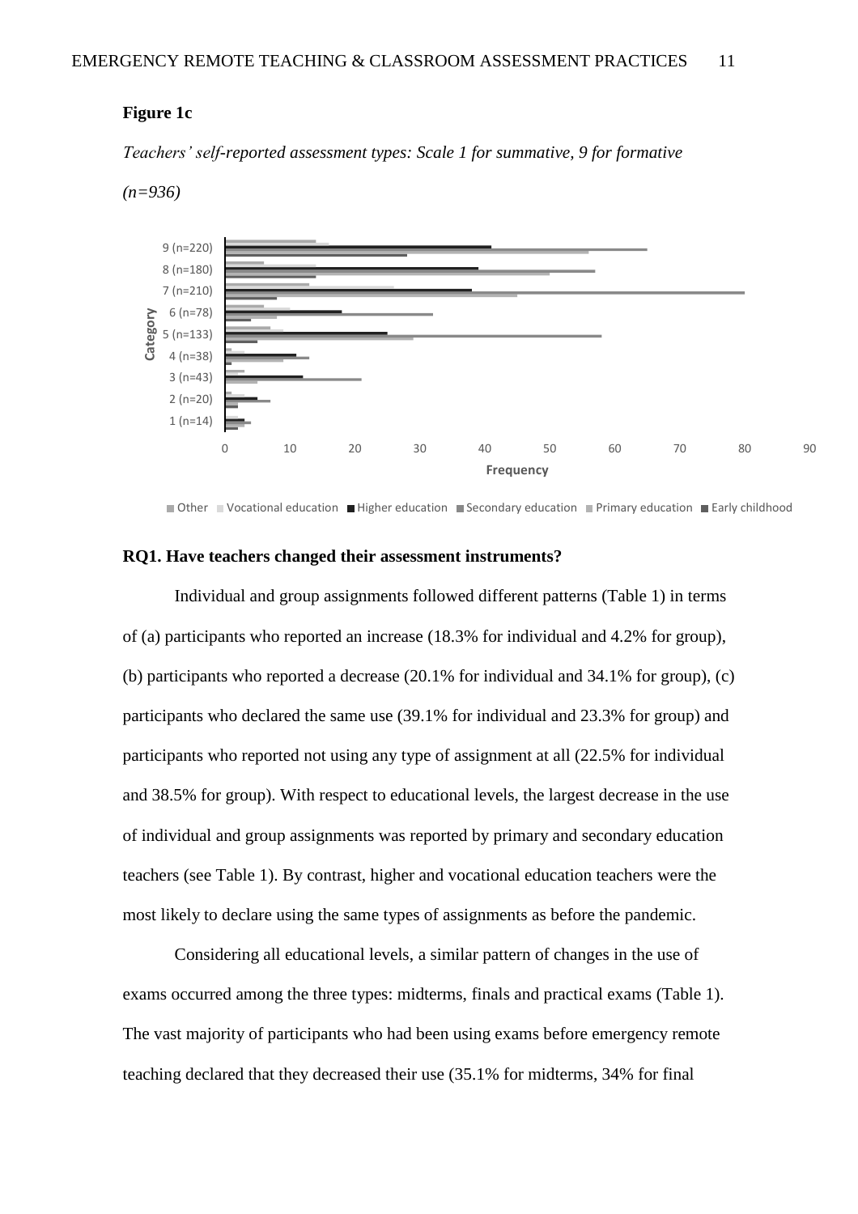**Figure 1c**

*Teachers' self-reported assessment types: Scale 1 for summative, 9 for formative (n=936)*

## RQ1. Have teachers changed their assessment instruments?

Individual and group assignments followed different patterns (Table 1) in terms of (a) participants who reported an increase (18.3% for individual and 4.2% for group), (b) participants who reported a decrease (20.1% for individual and 34.1% for group), (c) participants who declared the same use (39.1% for individual and 23.3% for group) and participants who reported not using any type of assignment at all (22.5% for individual and 38.5% for group). With respect to educational levels, the largest decrease in the use of individual and group assignments was reported by primary and secondary education teachers (see Table 1). By contrast, higher and vocational education teachers were the most likely to declare using the same types of assignments as before the pandemic.

Considering all educational levels, a similar pattern of changes in the use of exams occurred among the three types: midterms, finals and practical exams (Table 1). The vast majority of participants who had been using exams before emergency remote teaching declared that they decreased their use (35.1% for midterms, 34% for final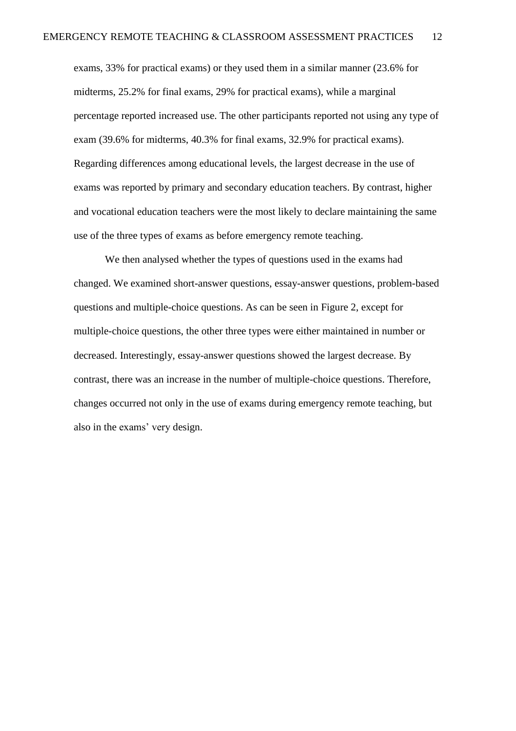exams, 33% for practical exams) or they used them in a similar manner (23.6% for midterms, 25.2% for final exams, 29% for practical exams), while a marginal percentage reported increased use. The other participants reported not using any type of exam (39.6% for midterms, 40.3% for final exams, 32.9% for practical exams). Regarding differences among educational levels, the largest decrease in the use of exams was reported by primary and secondary education teachers. By contrast, higher and vocational education teachers were the most likely to declare maintaining the same use of the three types of exams as before emergency remote teaching.

We then analysed whether the types of questions used in the exams had changed. We examined short-answer questions, essay-answer questions, problem-based questions and multiple-choice questions. As can be seen in Figure 2, except for multiple-choice questions, the other three types were either maintained in number or decreased. Interestingly, essay-answer questions showed the largest decrease. By contrast, there was an increase in the number of multiple-choice questions. Therefore, changes occurred not only in the use of exams during emergency remote teaching, but also in the exams' very design.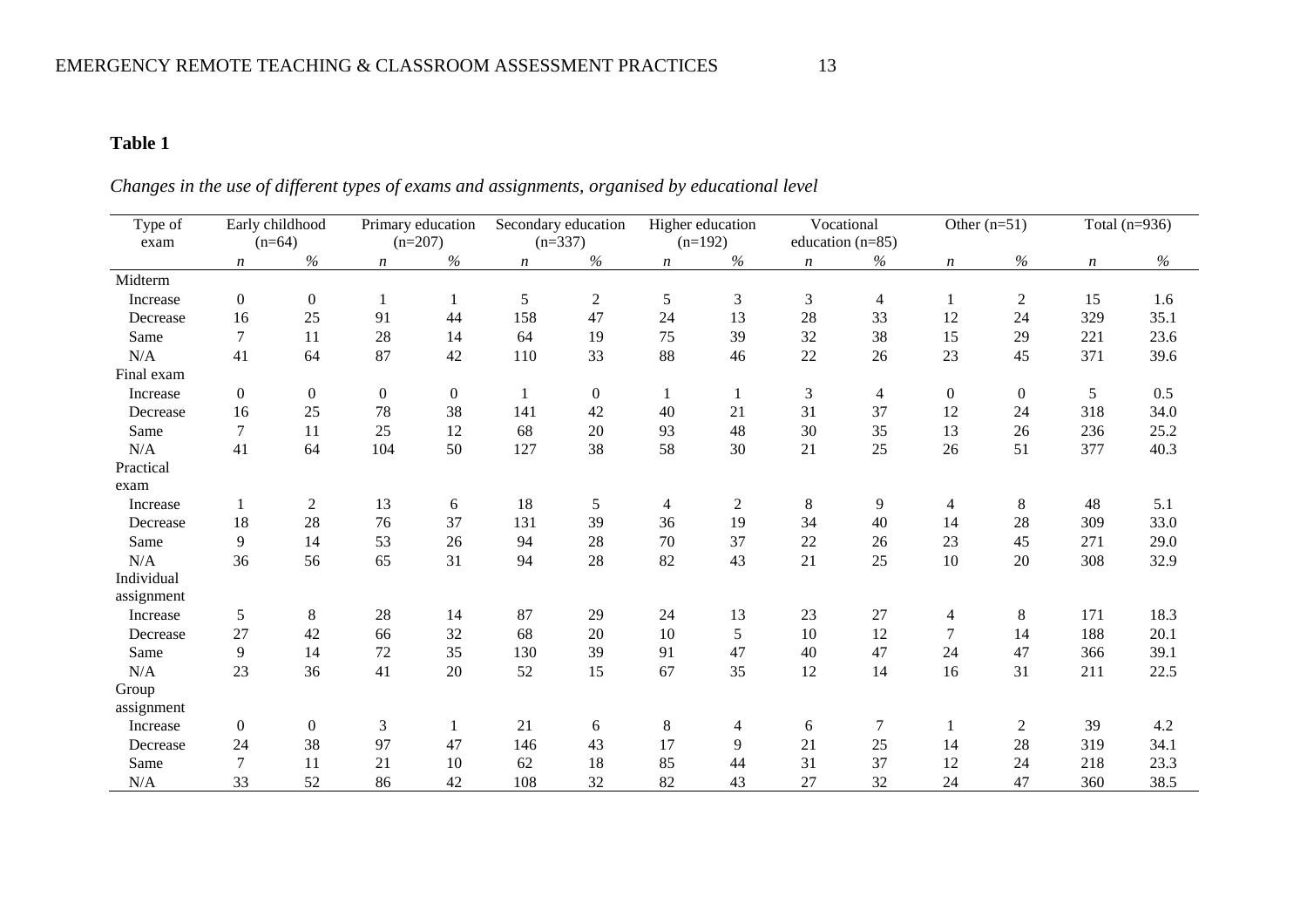**Table 1**

*Changes in the use of different types of exams and assignments, organised by educational level*

| Type of exam | Early childhood (n=64) | | Primary education (n=207) | | Secondary education (n=337) | | Higher education (n=192) | | Vocational education (n=85) | | Other (n=51) | | Total (n=936) | |
|---|---|---|---|---|---|---|---|---|---|---|---|---|---|---|
| | *n* | *%* | *n* | *%* | *n* | *%* | *n* | *%* | *n* | *%* | *n* | *%* | *n* | *%* |
| Midterm | | | | | | | | | | | | | | |
| Increase | 0 | 0 | 1 | 1 | 5 | 2 | 5 | 3 | 3 | 4 | 1 | 2 | 15 | 1.6 |
| Decrease | 16 | 25 | 91 | 44 | 158 | 47 | 24 | 13 | 28 | 33 | 12 | 24 | 329 | 35.1 |
| Same | 7 | 11 | 28 | 14 | 64 | 19 | 75 | 39 | 32 | 38 | 15 | 29 | 221 | 23.6 |
| N/A | 41 | 64 | 87 | 42 | 110 | 33 | 88 | 46 | 22 | 26 | 23 | 45 | 371 | 39.6 |
| Final exam | | | | | | | | | | | | | | |
| Increase | 0 | 0 | 0 | 0 | 1 | 0 | 1 | 1 | 3 | 4 | 0 | 0 | 5 | 0.5 |
| Decrease | 16 | 25 | 78 | 38 | 141 | 42 | 40 | 21 | 31 | 37 | 12 | 24 | 318 | 34.0 |
| Same | 7 | 11 | 25 | 12 | 68 | 20 | 93 | 48 | 30 | 35 | 13 | 26 | 236 | 25.2 |
| N/A | 41 | 64 | 104 | 50 | 127 | 38 | 58 | 30 | 21 | 25 | 26 | 51 | 377 | 40.3 |
| Practical exam | | | | | | | | | | | | | | |
| Increase | 1 | 2 | 13 | 6 | 18 | 5 | 4 | 2 | 8 | 9 | 4 | 8 | 48 | 5.1 |
| Decrease | 18 | 28 | 76 | 37 | 131 | 39 | 36 | 19 | 34 | 40 | 14 | 28 | 309 | 33.0 |
| Same | 9 | 14 | 53 | 26 | 94 | 28 | 70 | 37 | 22 | 26 | 23 | 45 | 271 | 29.0 |
| N/A | 36 | 56 | 65 | 31 | 94 | 28 | 82 | 43 | 21 | 25 | 10 | 20 | 308 | 32.9 |
| Individual assignment | | | | | | | | | | | | | | |
| Increase | 5 | 8 | 28 | 14 | 87 | 29 | 24 | 13 | 23 | 27 | 4 | 8 | 171 | 18.3 |
| Decrease | 27 | 42 | 66 | 32 | 68 | 20 | 10 | 5 | 10 | 12 | 7 | 14 | 188 | 20.1 |
| Same | 9 | 14 | 72 | 35 | 130 | 39 | 91 | 47 | 40 | 47 | 24 | 47 | 366 | 39.1 |
| N/A | 23 | 36 | 41 | 20 | 52 | 15 | 67 | 35 | 12 | 14 | 16 | 31 | 211 | 22.5 |
| Group assignment | | | | | | | | | | | | | | |
| Increase | 0 | 0 | 3 | 1 | 21 | 6 | 8 | 4 | 6 | 7 | 1 | 2 | 39 | 4.2 |
| Decrease | 24 | 38 | 97 | 47 | 146 | 43 | 17 | 9 | 21 | 25 | 14 | 28 | 319 | 34.1 |
| Same | 7 | 11 | 21 | 10 | 62 | 18 | 85 | 44 | 31 | 37 | 12 | 24 | 218 | 23.3 |
| N/A | 33 | 52 | 86 | 42 | 108 | 32 | 82 | 43 | 27 | 32 | 24 | 47 | 360 | 38.5 |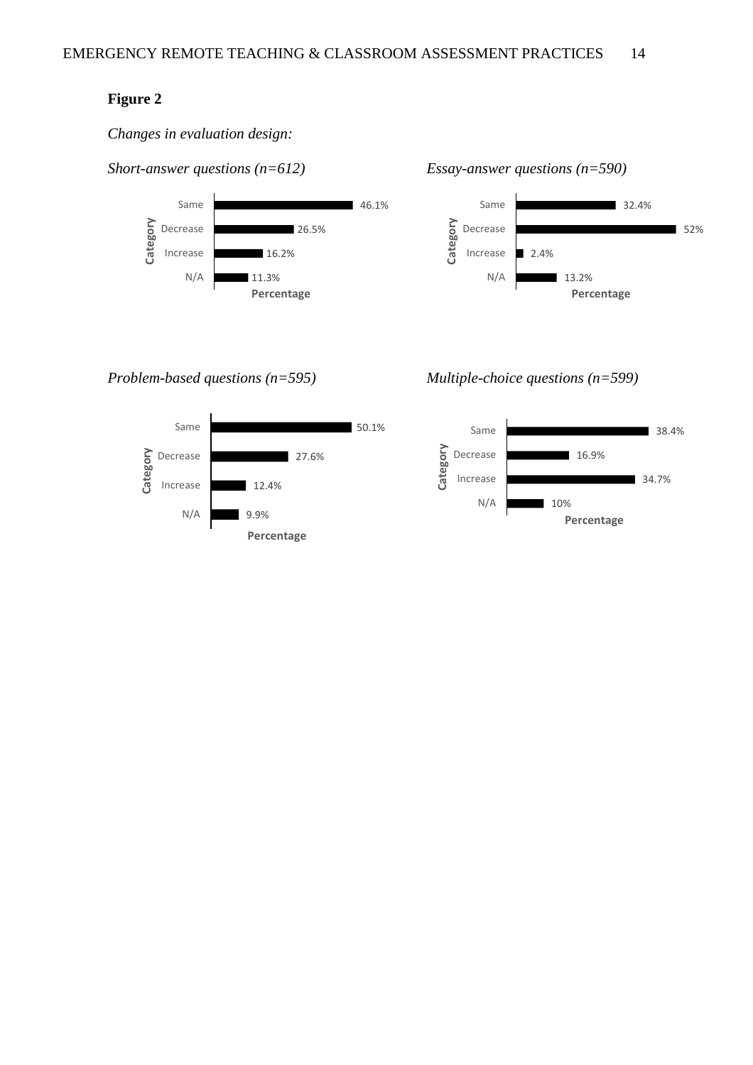**Figure 2**

*Changes in evaluation design:*

*Short-answer questions (n=612)*

| Category | Percentage |
|---|---|
| Same | 46.1% |
| Decrease | 26.5% |
| Increase | 16.2% |
| N/A | 11.3% |

*Essay-answer questions (n=590)*

| Category | Percentage |
|---|---|
| Same | 32.4% |
| Decrease | 52% |
| Increase | 2.4% |
| N/A | 13.2% |

*Problem-based questions (n=595)*

| Category | Percentage |
|---|---|
| Same | 50.1% |
| Decrease | 27.6% |
| Increase | 12.4% |
| N/A | 9.9% |

*Multiple-choice questions (n=599)*

| Category | Percentage |
|---|---|
| Same | 38.4% |
| Decrease | 16.9% |
| Increase | 34.7% |
| N/A | 10% |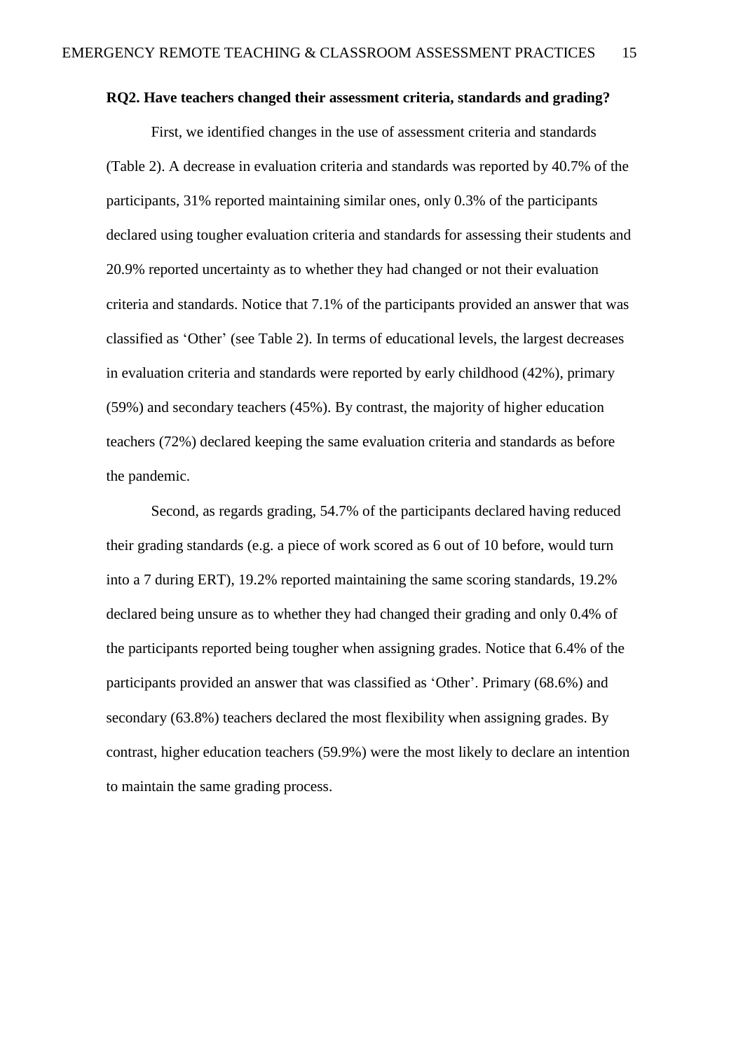**RQ2. Have teachers changed their assessment criteria, standards and grading?**

First, we identified changes in the use of assessment criteria and standards (Table 2). A decrease in evaluation criteria and standards was reported by 40.7% of the participants, 31% reported maintaining similar ones, only 0.3% of the participants declared using tougher evaluation criteria and standards for assessing their students and 20.9% reported uncertainty as to whether they had changed or not their evaluation criteria and standards. Notice that 7.1% of the participants provided an answer that was classified as 'Other' (see Table 2). In terms of educational levels, the largest decreases in evaluation criteria and standards were reported by early childhood (42%), primary (59%) and secondary teachers (45%). By contrast, the majority of higher education teachers (72%) declared keeping the same evaluation criteria and standards as before the pandemic.

Second, as regards grading, 54.7% of the participants declared having reduced their grading standards (e.g. a piece of work scored as 6 out of 10 before, would turn into a 7 during ERT), 19.2% reported maintaining the same scoring standards, 19.2% declared being unsure as to whether they had changed their grading and only 0.4% of the participants reported being tougher when assigning grades. Notice that 6.4% of the participants provided an answer that was classified as 'Other'. Primary (68.6%) and secondary (63.8%) teachers declared the most flexibility when assigning grades. By contrast, higher education teachers (59.9%) were the most likely to declare an intention to maintain the same grading process.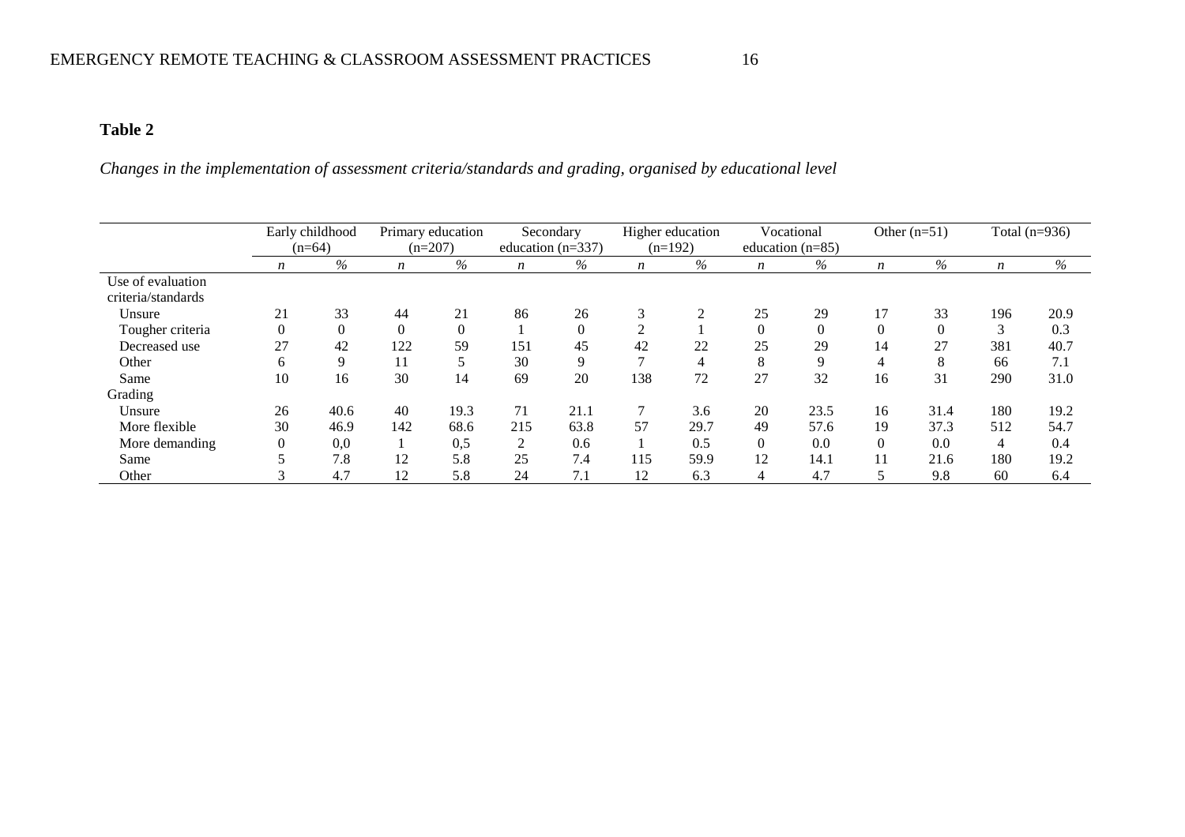**Table 2**

*Changes in the implementation of assessment criteria/standards and grading, organised by educational level*

| | Early childhood (n=64) | | Primary education (n=207) | | Secondary education (n=337) | | Higher education (n=192) | | Vocational education (n=85) | | Other (n=51) | | Total (n=936) | |
|---|---|---|---|---|---|---|---|---|---|---|---|---|---|---|
| | *n* | *%* | *n* | *%* | *n* | *%* | *n* | *%* | *n* | *%* | *n* | *%* | *n* | *%* |
| Use of evaluation criteria/standards | | | | | | | | | | | | | | |
| Unsure | 21 | 33 | 44 | 21 | 86 | 26 | 3 | 2 | 25 | 29 | 17 | 33 | 196 | 20.9 |
| Tougher criteria | 0 | 0 | 0 | 0 | 1 | 0 | 2 | 1 | 0 | 0 | 0 | 0 | 3 | 0.3 |
| Decreased use | 27 | 42 | 122 | 59 | 151 | 45 | 42 | 22 | 25 | 29 | 14 | 27 | 381 | 40.7 |
| Other | 6 | 9 | 11 | 5 | 30 | 9 | 7 | 4 | 8 | 9 | 4 | 8 | 66 | 7.1 |
| Same | 10 | 16 | 30 | 14 | 69 | 20 | 138 | 72 | 27 | 32 | 16 | 31 | 290 | 31.0 |
| Grading | | | | | | | | | | | | | | |
| Unsure | 26 | 40.6 | 40 | 19.3 | 71 | 21.1 | 7 | 3.6 | 20 | 23.5 | 16 | 31.4 | 180 | 19.2 |
| More flexible | 30 | 46.9 | 142 | 68.6 | 215 | 63.8 | 57 | 29.7 | 49 | 57.6 | 19 | 37.3 | 512 | 54.7 |
| More demanding | 0 | 0,0 | 1 | 0,5 | 2 | 0.6 | 1 | 0.5 | 0 | 0.0 | 0 | 0.0 | 4 | 0.4 |
| Same | 5 | 7.8 | 12 | 5.8 | 25 | 7.4 | 115 | 59.9 | 12 | 14.1 | 11 | 21.6 | 180 | 19.2 |
| Other | 3 | 4.7 | 12 | 5.8 | 24 | 7.1 | 12 | 6.3 | 4 | 4.7 | 5 | 9.8 | 60 | 6.4 |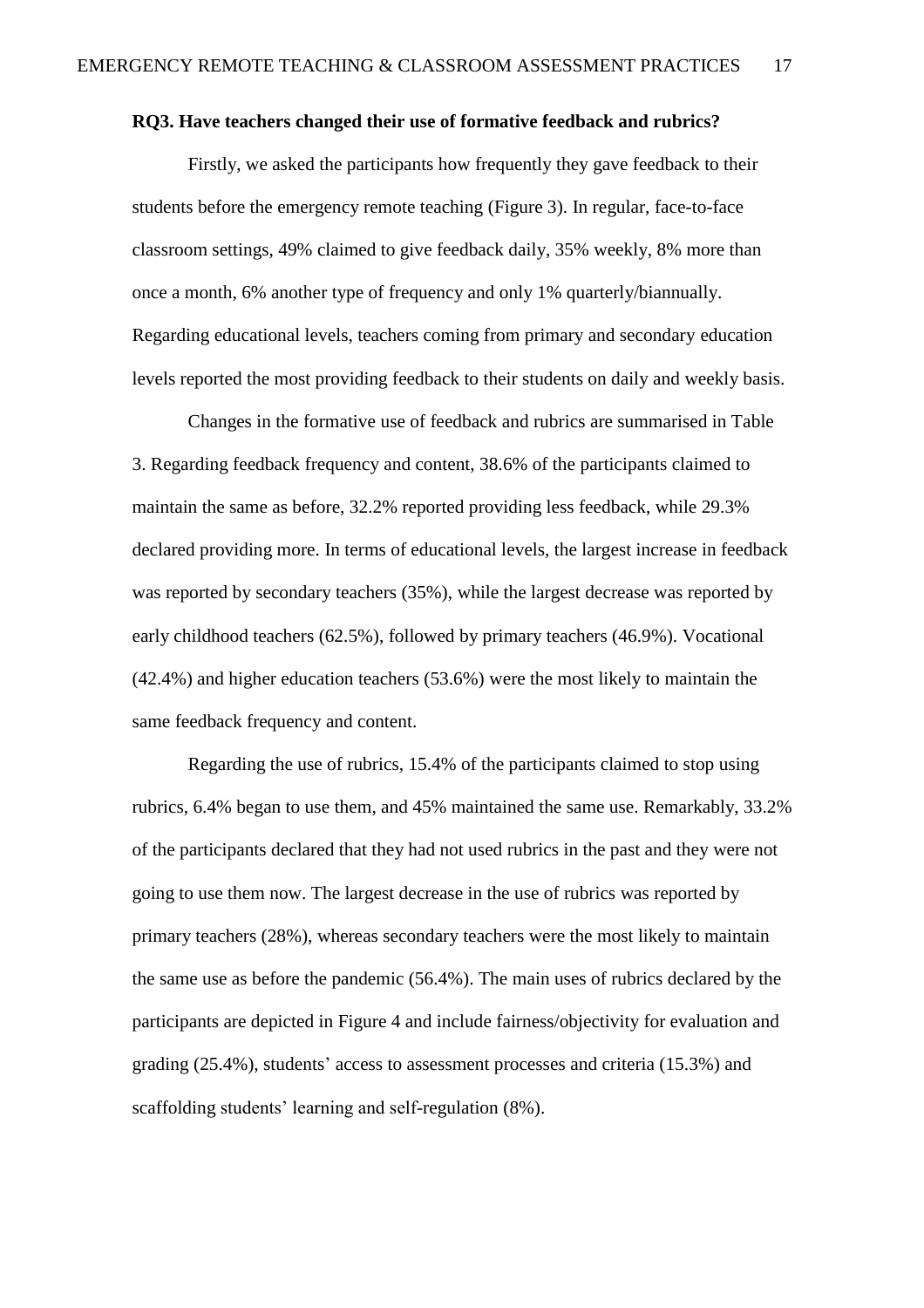**RQ3. Have teachers changed their use of formative feedback and rubrics?**

Firstly, we asked the participants how frequently they gave feedback to their students before the emergency remote teaching (Figure 3). In regular, face-to-face classroom settings, 49% claimed to give feedback daily, 35% weekly, 8% more than once a month, 6% another type of frequency and only 1% quarterly/biannually. Regarding educational levels, teachers coming from primary and secondary education levels reported the most providing feedback to their students on daily and weekly basis.

Changes in the formative use of feedback and rubrics are summarised in Table 3. Regarding feedback frequency and content, 38.6% of the participants claimed to maintain the same as before, 32.2% reported providing less feedback, while 29.3% declared providing more. In terms of educational levels, the largest increase in feedback was reported by secondary teachers (35%), while the largest decrease was reported by early childhood teachers (62.5%), followed by primary teachers (46.9%). Vocational (42.4%) and higher education teachers (53.6%) were the most likely to maintain the same feedback frequency and content.

Regarding the use of rubrics, 15.4% of the participants claimed to stop using rubrics, 6.4% began to use them, and 45% maintained the same use. Remarkably, 33.2% of the participants declared that they had not used rubrics in the past and they were not going to use them now. The largest decrease in the use of rubrics was reported by primary teachers (28%), whereas secondary teachers were the most likely to maintain the same use as before the pandemic (56.4%). The main uses of rubrics declared by the participants are depicted in Figure 4 and include fairness/objectivity for evaluation and grading (25.4%), students' access to assessment processes and criteria (15.3%) and scaffolding students' learning and self-regulation (8%).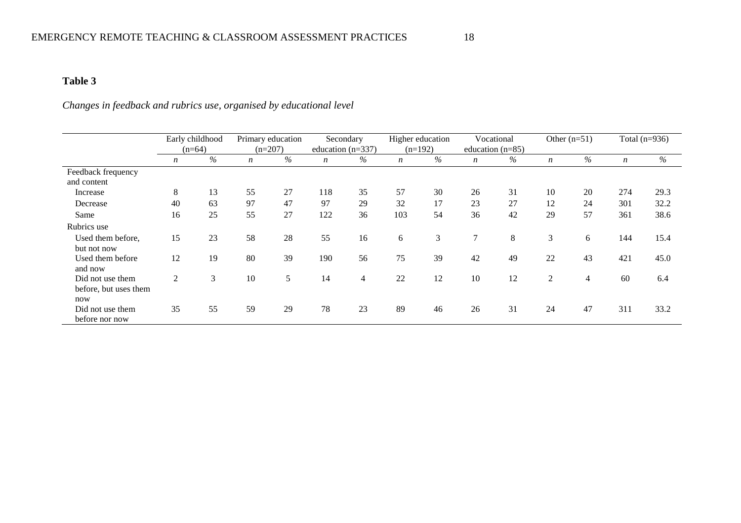**Table 3**

*Changes in feedback and rubrics use, organised by educational level*

| | Early childhood (n=64) | | Primary education (n=207) | | Secondary education (n=337) | | Higher education (n=192) | | Vocational education (n=85) | | Other (n=51) | | Total (n=936) | |
|---|---|---|---|---|---|---|---|---|---|---|---|---|---|---|
| | *n* | *%* | *n* | *%* | *n* | *%* | *n* | *%* | *n* | *%* | *n* | *%* | *n* | *%* |
| Feedback frequency and content | | | | | | | | | | | | | | |
| Increase | 8 | 13 | 55 | 27 | 118 | 35 | 57 | 30 | 26 | 31 | 10 | 20 | 274 | 29.3 |
| Decrease | 40 | 63 | 97 | 47 | 97 | 29 | 32 | 17 | 23 | 27 | 12 | 24 | 301 | 32.2 |
| Same | 16 | 25 | 55 | 27 | 122 | 36 | 103 | 54 | 36 | 42 | 29 | 57 | 361 | 38.6 |
| Rubrics use | | | | | | | | | | | | | | |
| Used them before, but not now | 15 | 23 | 58 | 28 | 55 | 16 | 6 | 3 | 7 | 8 | 3 | 6 | 144 | 15.4 |
| Used them before and now | 12 | 19 | 80 | 39 | 190 | 56 | 75 | 39 | 42 | 49 | 22 | 43 | 421 | 45.0 |
| Did not use them before, but uses them now | 2 | 3 | 10 | 5 | 14 | 4 | 22 | 12 | 10 | 12 | 2 | 4 | 60 | 6.4 |
| Did not use them before nor now | 35 | 55 | 59 | 29 | 78 | 23 | 89 | 46 | 26 | 31 | 24 | 47 | 311 | 33.2 |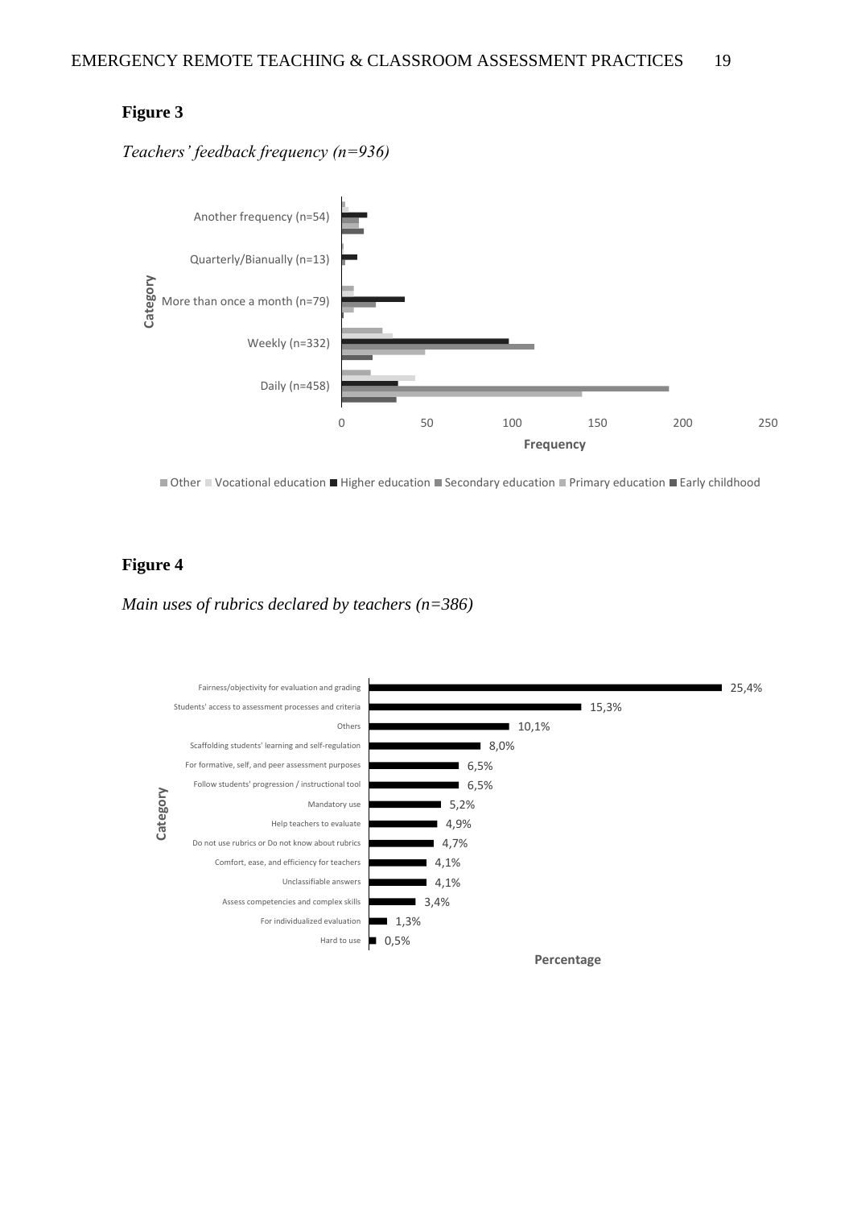**Figure 3**

*Teachers' feedback frequency (n=936)*

**Figure 4**

*Main uses of rubrics declared by teachers (n=386)*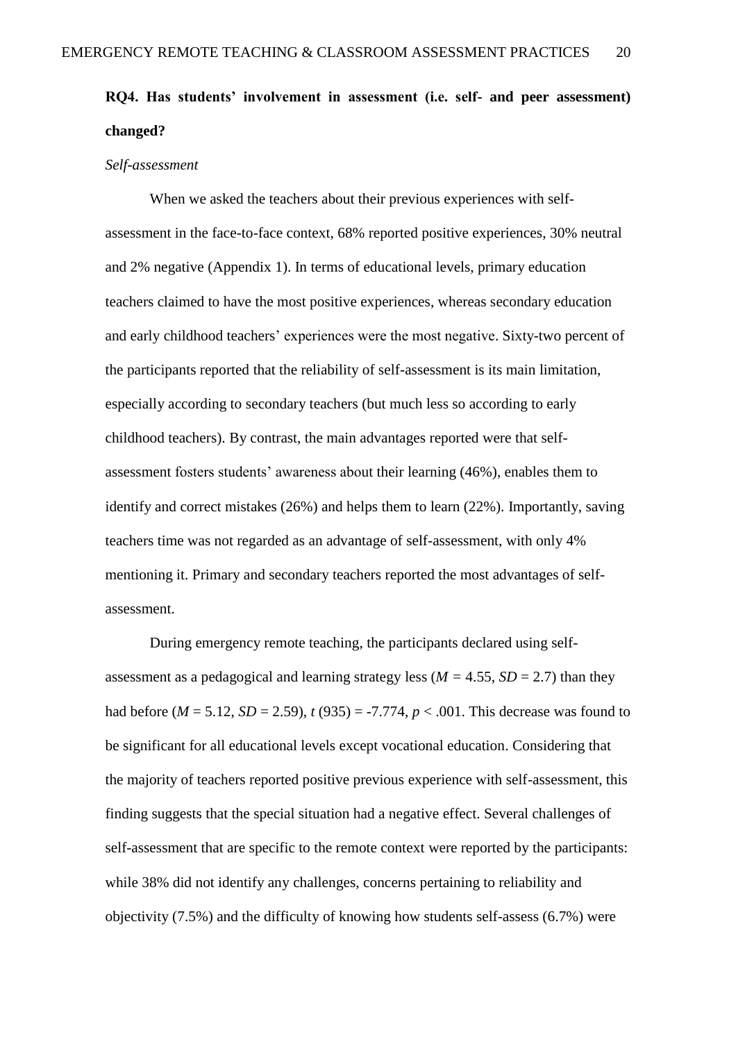**RQ4. Has students' involvement in assessment (i.e. self- and peer assessment) changed?**

*Self-assessment*

When we asked the teachers about their previous experiences with self-assessment in the face-to-face context, 68% reported positive experiences, 30% neutral and 2% negative (Appendix 1). In terms of educational levels, primary education teachers claimed to have the most positive experiences, whereas secondary education and early childhood teachers' experiences were the most negative. Sixty-two percent of the participants reported that the reliability of self-assessment is its main limitation, especially according to secondary teachers (but much less so according to early childhood teachers). By contrast, the main advantages reported were that self-assessment fosters students' awareness about their learning (46%), enables them to identify and correct mistakes (26%) and helps them to learn (22%). Importantly, saving teachers time was not regarded as an advantage of self-assessment, with only 4% mentioning it. Primary and secondary teachers reported the most advantages of self-assessment.

During emergency remote teaching, the participants declared using self-assessment as a pedagogical and learning strategy less ($M = 4.55$, $SD = 2.7$) than they had before ($M = 5.12$, $SD = 2.59$), $t(935) = -7.774$, $p < .001$. This decrease was found to be significant for all educational levels except vocational education. Considering that the majority of teachers reported positive previous experience with self-assessment, this finding suggests that the special situation had a negative effect. Several challenges of self-assessment that are specific to the remote context were reported by the participants: while 38% did not identify any challenges, concerns pertaining to reliability and objectivity (7.5%) and the difficulty of knowing how students self-assess (6.7%) were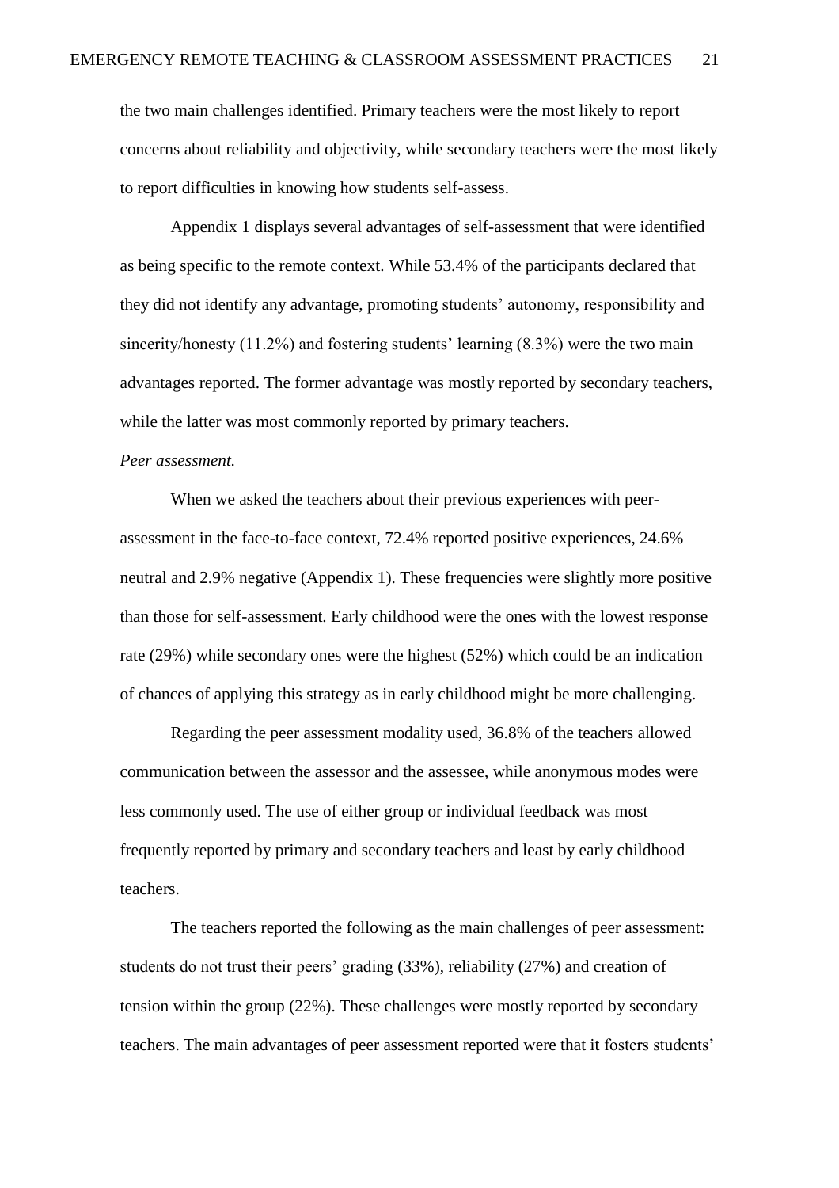the two main challenges identified. Primary teachers were the most likely to report concerns about reliability and objectivity, while secondary teachers were the most likely to report difficulties in knowing how students self-assess.

Appendix 1 displays several advantages of self-assessment that were identified as being specific to the remote context. While 53.4% of the participants declared that they did not identify any advantage, promoting students' autonomy, responsibility and sincerity/honesty (11.2%) and fostering students' learning (8.3%) were the two main advantages reported. The former advantage was mostly reported by secondary teachers, while the latter was most commonly reported by primary teachers.

*Peer assessment.*

When we asked the teachers about their previous experiences with peer-assessment in the face-to-face context, 72.4% reported positive experiences, 24.6% neutral and 2.9% negative (Appendix 1). These frequencies were slightly more positive than those for self-assessment. Early childhood were the ones with the lowest response rate (29%) while secondary ones were the highest (52%) which could be an indication of chances of applying this strategy as in early childhood might be more challenging.

Regarding the peer assessment modality used, 36.8% of the teachers allowed communication between the assessor and the assessee, while anonymous modes were less commonly used. The use of either group or individual feedback was most frequently reported by primary and secondary teachers and least by early childhood teachers.

The teachers reported the following as the main challenges of peer assessment: students do not trust their peers' grading (33%), reliability (27%) and creation of tension within the group (22%). These challenges were mostly reported by secondary teachers. The main advantages of peer assessment reported were that it fosters students'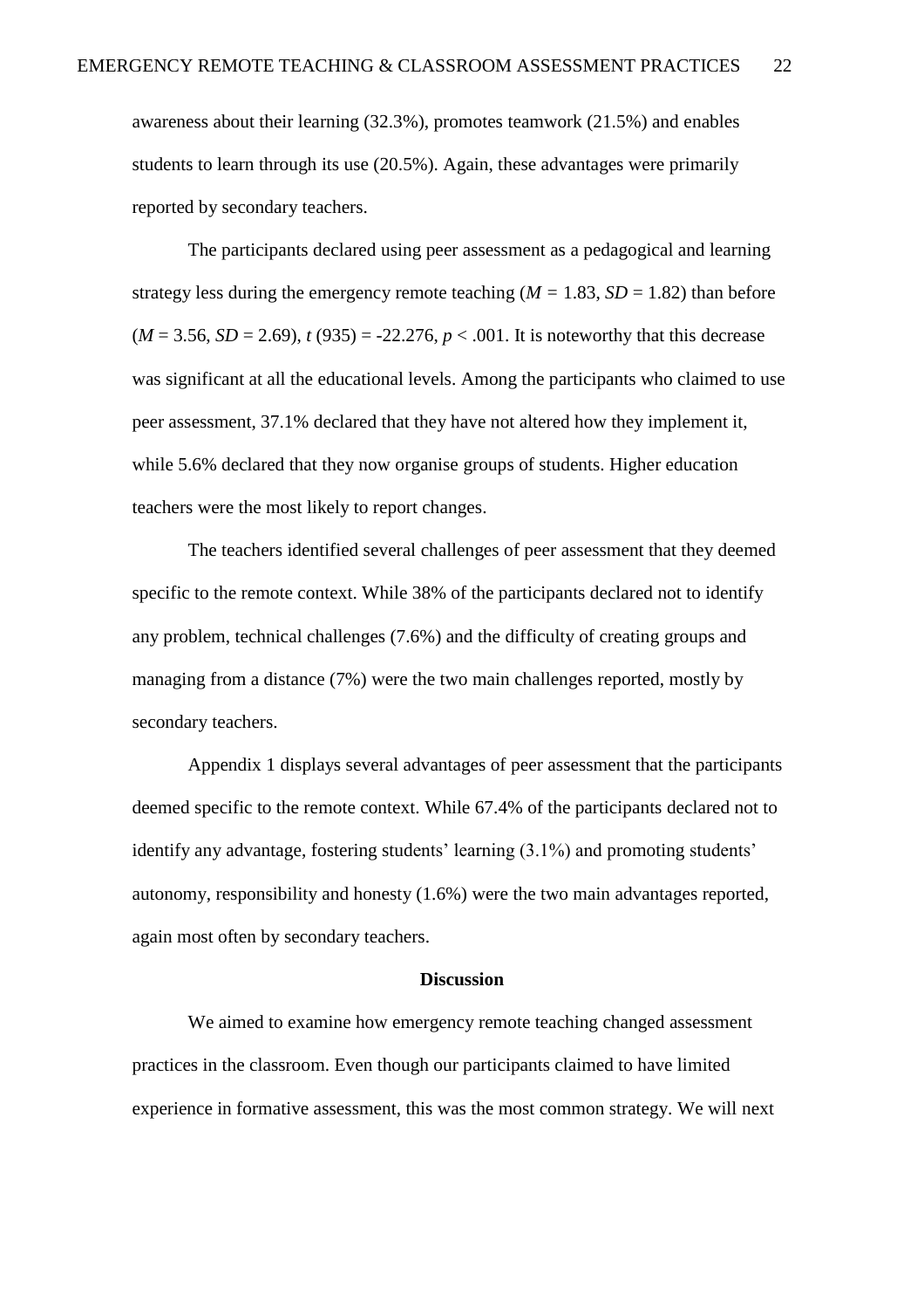awareness about their learning (32.3%), promotes teamwork (21.5%) and enables students to learn through its use (20.5%). Again, these advantages were primarily reported by secondary teachers.

The participants declared using peer assessment as a pedagogical and learning strategy less during the emergency remote teaching ($M$ = 1.83, $SD$ = 1.82) than before ($M$ = 3.56, $SD$ = 2.69), $t$ (935) = -22.276, $p$ < .001. It is noteworthy that this decrease was significant at all the educational levels. Among the participants who claimed to use peer assessment, 37.1% declared that they have not altered how they implement it, while 5.6% declared that they now organise groups of students. Higher education teachers were the most likely to report changes.

The teachers identified several challenges of peer assessment that they deemed specific to the remote context. While 38% of the participants declared not to identify any problem, technical challenges (7.6%) and the difficulty of creating groups and managing from a distance (7%) were the two main challenges reported, mostly by secondary teachers.

Appendix 1 displays several advantages of peer assessment that the participants deemed specific to the remote context. While 67.4% of the participants declared not to identify any advantage, fostering students' learning (3.1%) and promoting students' autonomy, responsibility and honesty (1.6%) were the two main advantages reported, again most often by secondary teachers.

## Discussion

We aimed to examine how emergency remote teaching changed assessment practices in the classroom. Even though our participants claimed to have limited experience in formative assessment, this was the most common strategy. We will next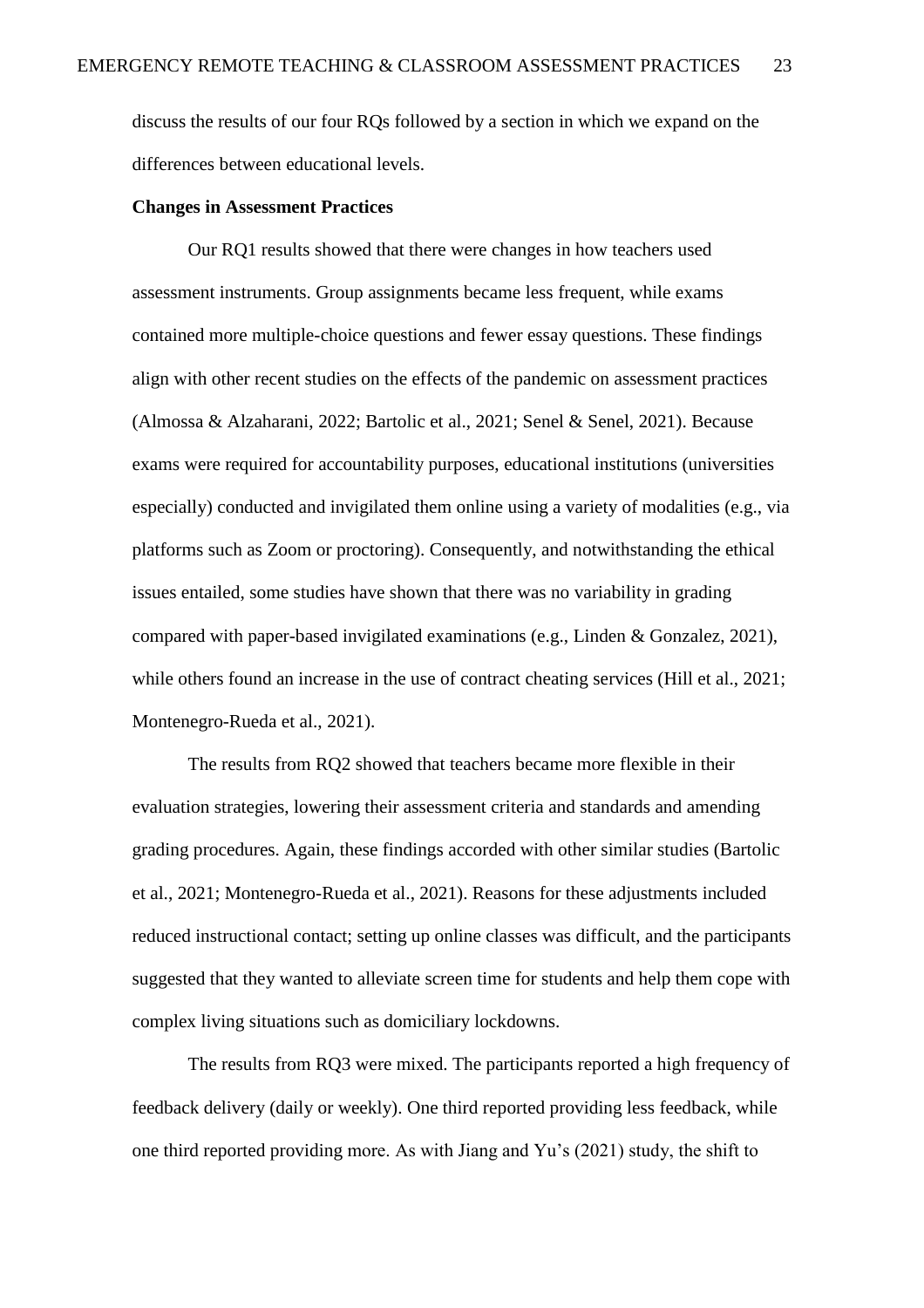discuss the results of our four RQs followed by a section in which we expand on the differences between educational levels.

**Changes in Assessment Practices**

Our RQ1 results showed that there were changes in how teachers used assessment instruments. Group assignments became less frequent, while exams contained more multiple-choice questions and fewer essay questions. These findings align with other recent studies on the effects of the pandemic on assessment practices (Almossa & Alzaharani, 2022; Bartolic et al., 2021; Senel & Senel, 2021). Because exams were required for accountability purposes, educational institutions (universities especially) conducted and invigilated them online using a variety of modalities (e.g., via platforms such as Zoom or proctoring). Consequently, and notwithstanding the ethical issues entailed, some studies have shown that there was no variability in grading compared with paper-based invigilated examinations (e.g., Linden & Gonzalez, 2021), while others found an increase in the use of contract cheating services (Hill et al., 2021; Montenegro-Rueda et al., 2021).

The results from RQ2 showed that teachers became more flexible in their evaluation strategies, lowering their assessment criteria and standards and amending grading procedures. Again, these findings accorded with other similar studies (Bartolic et al., 2021; Montenegro-Rueda et al., 2021). Reasons for these adjustments included reduced instructional contact; setting up online classes was difficult, and the participants suggested that they wanted to alleviate screen time for students and help them cope with complex living situations such as domiciliary lockdowns.

The results from RQ3 were mixed. The participants reported a high frequency of feedback delivery (daily or weekly). One third reported providing less feedback, while one third reported providing more. As with Jiang and Yu's (2021) study, the shift to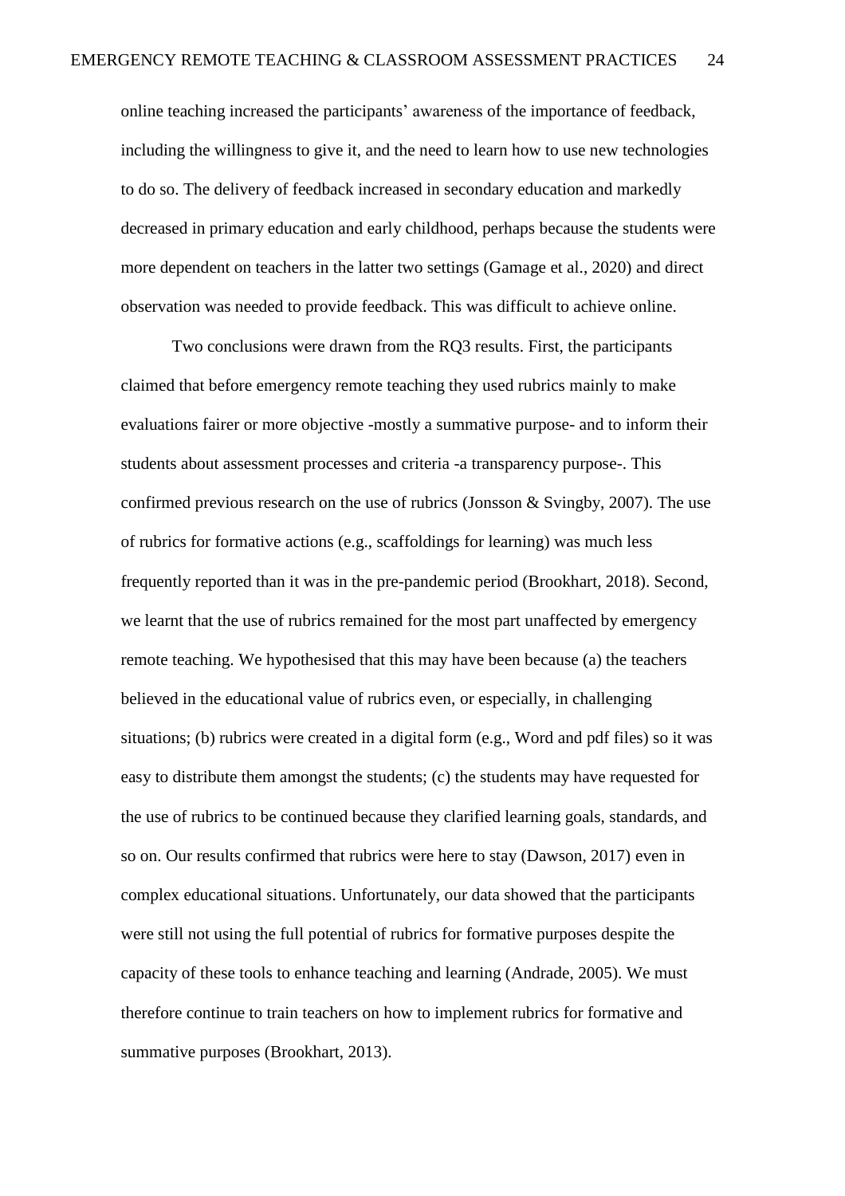online teaching increased the participants' awareness of the importance of feedback, including the willingness to give it, and the need to learn how to use new technologies to do so. The delivery of feedback increased in secondary education and markedly decreased in primary education and early childhood, perhaps because the students were more dependent on teachers in the latter two settings (Gamage et al., 2020) and direct observation was needed to provide feedback. This was difficult to achieve online.

Two conclusions were drawn from the RQ3 results. First, the participants claimed that before emergency remote teaching they used rubrics mainly to make evaluations fairer or more objective -mostly a summative purpose- and to inform their students about assessment processes and criteria -a transparency purpose-. This confirmed previous research on the use of rubrics (Jonsson & Svingby, 2007). The use of rubrics for formative actions (e.g., scaffoldings for learning) was much less frequently reported than it was in the pre-pandemic period (Brookhart, 2018). Second, we learnt that the use of rubrics remained for the most part unaffected by emergency remote teaching. We hypothesised that this may have been because (a) the teachers believed in the educational value of rubrics even, or especially, in challenging situations; (b) rubrics were created in a digital form (e.g., Word and pdf files) so it was easy to distribute them amongst the students; (c) the students may have requested for the use of rubrics to be continued because they clarified learning goals, standards, and so on. Our results confirmed that rubrics were here to stay (Dawson, 2017) even in complex educational situations. Unfortunately, our data showed that the participants were still not using the full potential of rubrics for formative purposes despite the capacity of these tools to enhance teaching and learning (Andrade, 2005). We must therefore continue to train teachers on how to implement rubrics for formative and summative purposes (Brookhart, 2013).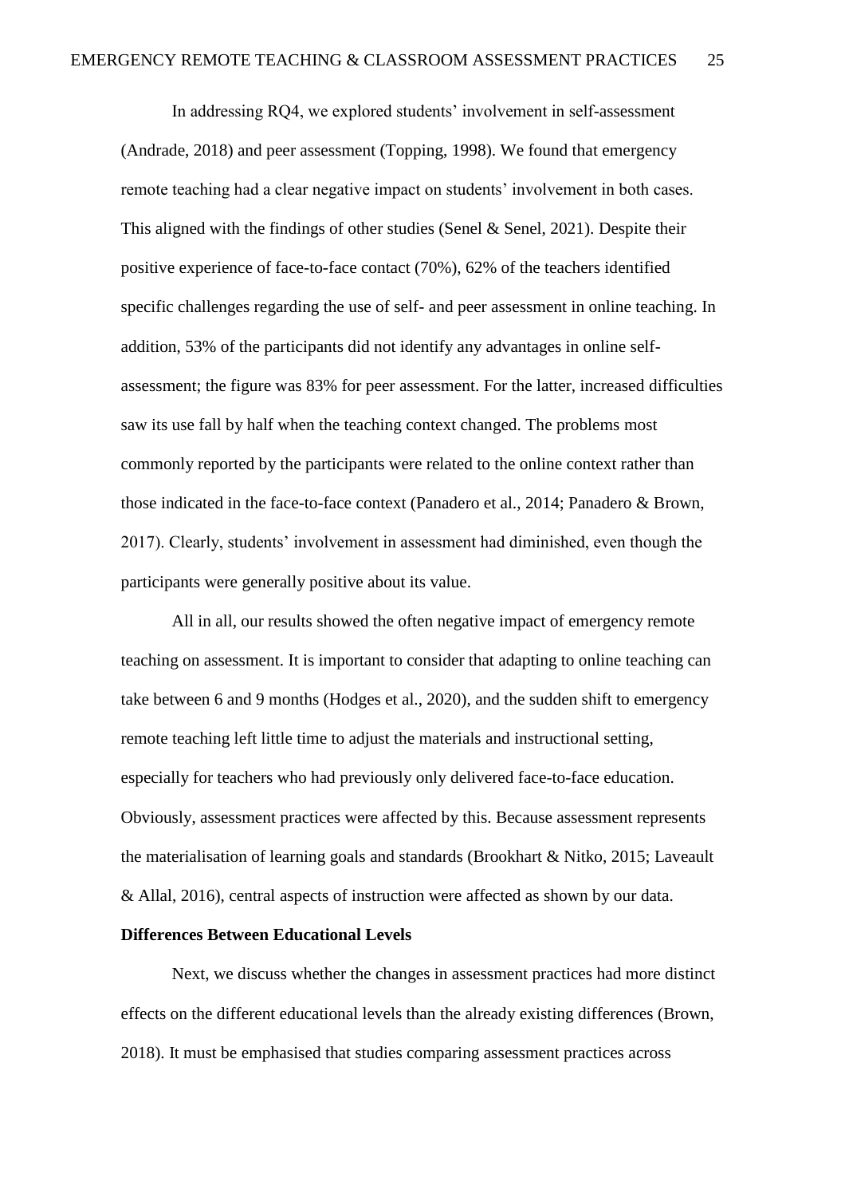In addressing RQ4, we explored students' involvement in self-assessment (Andrade, 2018) and peer assessment (Topping, 1998). We found that emergency remote teaching had a clear negative impact on students' involvement in both cases. This aligned with the findings of other studies (Senel & Senel, 2021). Despite their positive experience of face-to-face contact (70%), 62% of the teachers identified specific challenges regarding the use of self- and peer assessment in online teaching. In addition, 53% of the participants did not identify any advantages in online self-assessment; the figure was 83% for peer assessment. For the latter, increased difficulties saw its use fall by half when the teaching context changed. The problems most commonly reported by the participants were related to the online context rather than those indicated in the face-to-face context (Panadero et al., 2014; Panadero & Brown, 2017). Clearly, students' involvement in assessment had diminished, even though the participants were generally positive about its value.

All in all, our results showed the often negative impact of emergency remote teaching on assessment. It is important to consider that adapting to online teaching can take between 6 and 9 months (Hodges et al., 2020), and the sudden shift to emergency remote teaching left little time to adjust the materials and instructional setting, especially for teachers who had previously only delivered face-to-face education. Obviously, assessment practices were affected by this. Because assessment represents the materialisation of learning goals and standards (Brookhart & Nitko, 2015; Laveault & Allal, 2016), central aspects of instruction were affected as shown by our data.

**Differences Between Educational Levels**

Next, we discuss whether the changes in assessment practices had more distinct effects on the different educational levels than the already existing differences (Brown, 2018). It must be emphasised that studies comparing assessment practices across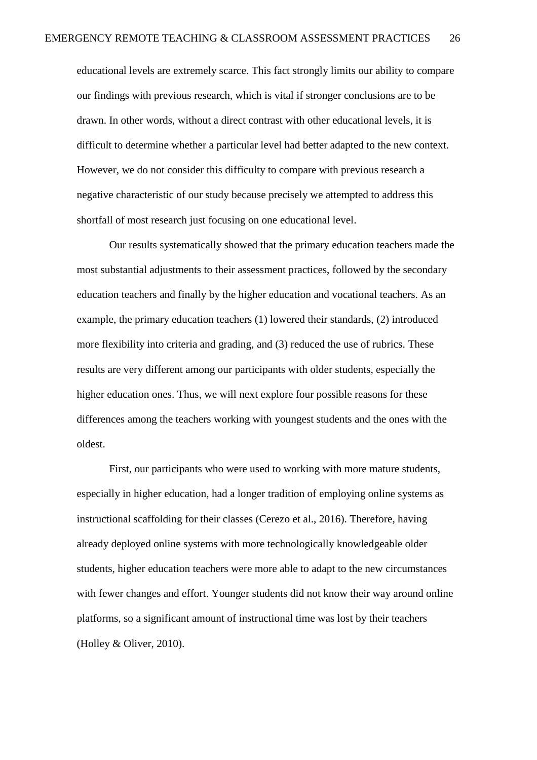educational levels are extremely scarce. This fact strongly limits our ability to compare our findings with previous research, which is vital if stronger conclusions are to be drawn. In other words, without a direct contrast with other educational levels, it is difficult to determine whether a particular level had better adapted to the new context. However, we do not consider this difficulty to compare with previous research a negative characteristic of our study because precisely we attempted to address this shortfall of most research just focusing on one educational level.

Our results systematically showed that the primary education teachers made the most substantial adjustments to their assessment practices, followed by the secondary education teachers and finally by the higher education and vocational teachers. As an example, the primary education teachers (1) lowered their standards, (2) introduced more flexibility into criteria and grading, and (3) reduced the use of rubrics. These results are very different among our participants with older students, especially the higher education ones. Thus, we will next explore four possible reasons for these differences among the teachers working with youngest students and the ones with the oldest.

First, our participants who were used to working with more mature students, especially in higher education, had a longer tradition of employing online systems as instructional scaffolding for their classes (Cerezo et al., 2016). Therefore, having already deployed online systems with more technologically knowledgeable older students, higher education teachers were more able to adapt to the new circumstances with fewer changes and effort. Younger students did not know their way around online platforms, so a significant amount of instructional time was lost by their teachers (Holley & Oliver, 2010).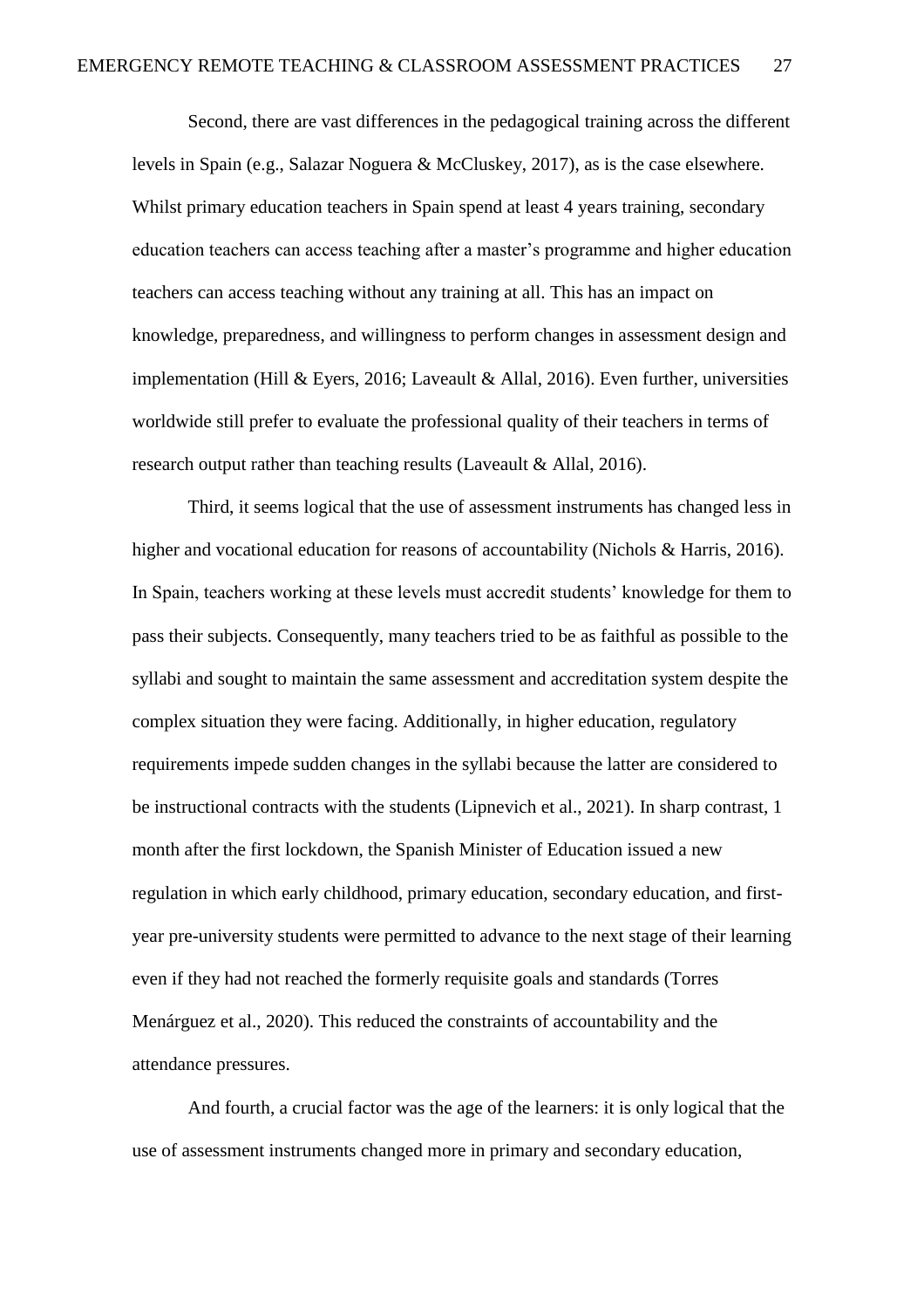Second, there are vast differences in the pedagogical training across the different levels in Spain (e.g., Salazar Noguera & McCluskey, 2017), as is the case elsewhere. Whilst primary education teachers in Spain spend at least 4 years training, secondary education teachers can access teaching after a master's programme and higher education teachers can access teaching without any training at all. This has an impact on knowledge, preparedness, and willingness to perform changes in assessment design and implementation (Hill & Eyers, 2016; Laveault & Allal, 2016). Even further, universities worldwide still prefer to evaluate the professional quality of their teachers in terms of research output rather than teaching results (Laveault & Allal, 2016).

Third, it seems logical that the use of assessment instruments has changed less in higher and vocational education for reasons of accountability (Nichols & Harris, 2016). In Spain, teachers working at these levels must accredit students' knowledge for them to pass their subjects. Consequently, many teachers tried to be as faithful as possible to the syllabi and sought to maintain the same assessment and accreditation system despite the complex situation they were facing. Additionally, in higher education, regulatory requirements impede sudden changes in the syllabi because the latter are considered to be instructional contracts with the students (Lipnevich et al., 2021). In sharp contrast, 1 month after the first lockdown, the Spanish Minister of Education issued a new regulation in which early childhood, primary education, secondary education, and first-year pre-university students were permitted to advance to the next stage of their learning even if they had not reached the formerly requisite goals and standards (Torres Menárguez et al., 2020). This reduced the constraints of accountability and the attendance pressures.

And fourth, a crucial factor was the age of the learners: it is only logical that the use of assessment instruments changed more in primary and secondary education,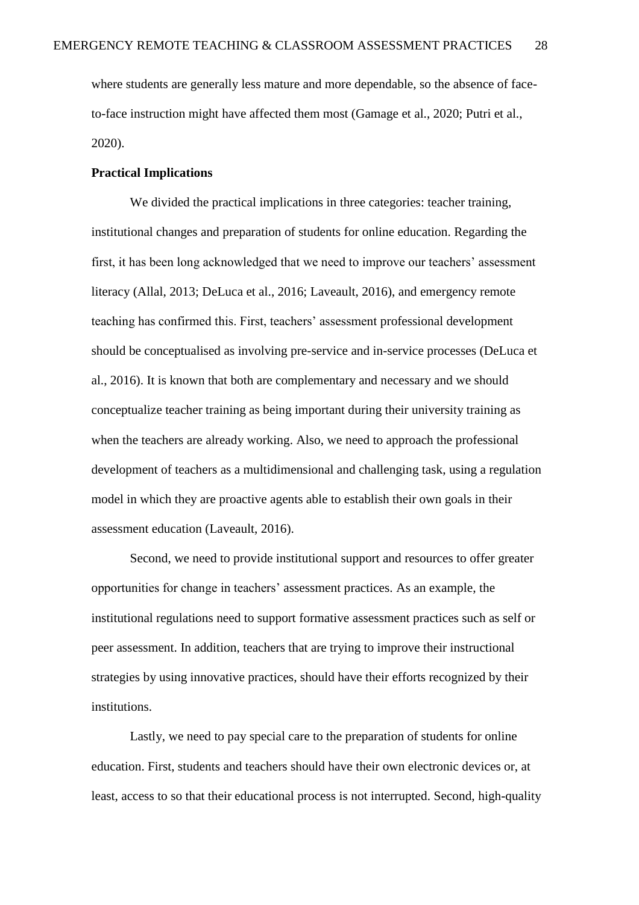where students are generally less mature and more dependable, so the absence of face-to-face instruction might have affected them most (Gamage et al., 2020; Putri et al., 2020).

**Practical Implications**

We divided the practical implications in three categories: teacher training, institutional changes and preparation of students for online education. Regarding the first, it has been long acknowledged that we need to improve our teachers' assessment literacy (Allal, 2013; DeLuca et al., 2016; Laveault, 2016), and emergency remote teaching has confirmed this. First, teachers' assessment professional development should be conceptualised as involving pre-service and in-service processes (DeLuca et al., 2016). It is known that both are complementary and necessary and we should conceptualize teacher training as being important during their university training as when the teachers are already working. Also, we need to approach the professional development of teachers as a multidimensional and challenging task, using a regulation model in which they are proactive agents able to establish their own goals in their assessment education (Laveault, 2016).

Second, we need to provide institutional support and resources to offer greater opportunities for change in teachers' assessment practices. As an example, the institutional regulations need to support formative assessment practices such as self or peer assessment. In addition, teachers that are trying to improve their instructional strategies by using innovative practices, should have their efforts recognized by their institutions.

Lastly, we need to pay special care to the preparation of students for online education. First, students and teachers should have their own electronic devices or, at least, access to so that their educational process is not interrupted. Second, high-quality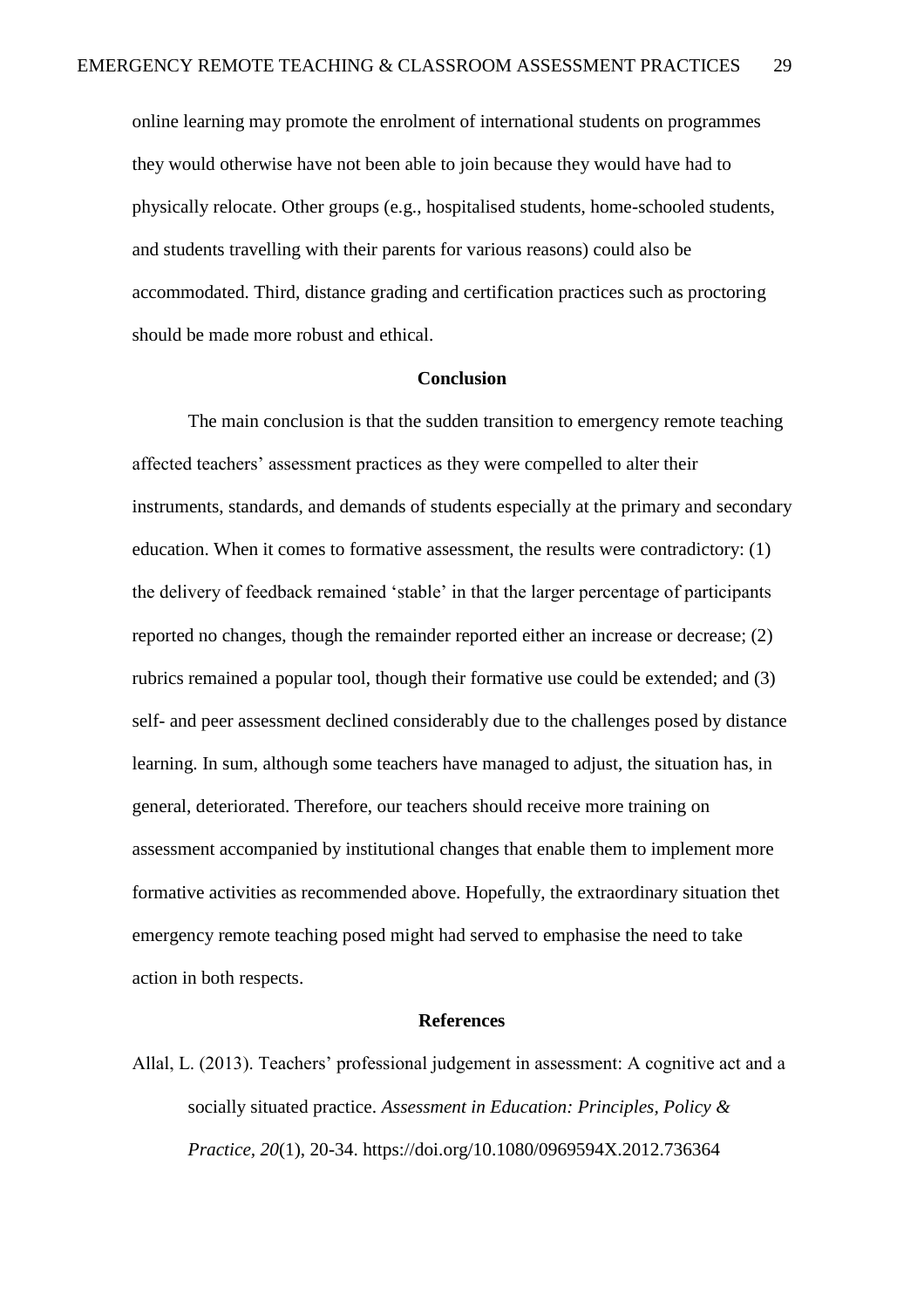online learning may promote the enrolment of international students on programmes they would otherwise have not been able to join because they would have had to physically relocate. Other groups (e.g., hospitalised students, home-schooled students, and students travelling with their parents for various reasons) could also be accommodated. Third, distance grading and certification practices such as proctoring should be made more robust and ethical.

## Conclusion

The main conclusion is that the sudden transition to emergency remote teaching affected teachers' assessment practices as they were compelled to alter their instruments, standards, and demands of students especially at the primary and secondary education. When it comes to formative assessment, the results were contradictory: (1) the delivery of feedback remained 'stable' in that the larger percentage of participants reported no changes, though the remainder reported either an increase or decrease; (2) rubrics remained a popular tool, though their formative use could be extended; and (3) self- and peer assessment declined considerably due to the challenges posed by distance learning. In sum, although some teachers have managed to adjust, the situation has, in general, deteriorated. Therefore, our teachers should receive more training on assessment accompanied by institutional changes that enable them to implement more formative activities as recommended above. Hopefully, the extraordinary situation thet emergency remote teaching posed might had served to emphasise the need to take action in both respects.

## References

Allal, L. (2013). Teachers' professional judgement in assessment: A cognitive act and a socially situated practice. *Assessment in Education: Principles, Policy & Practice*, *20*(1), 20-34. https://doi.org/10.1080/0969594X.2012.736364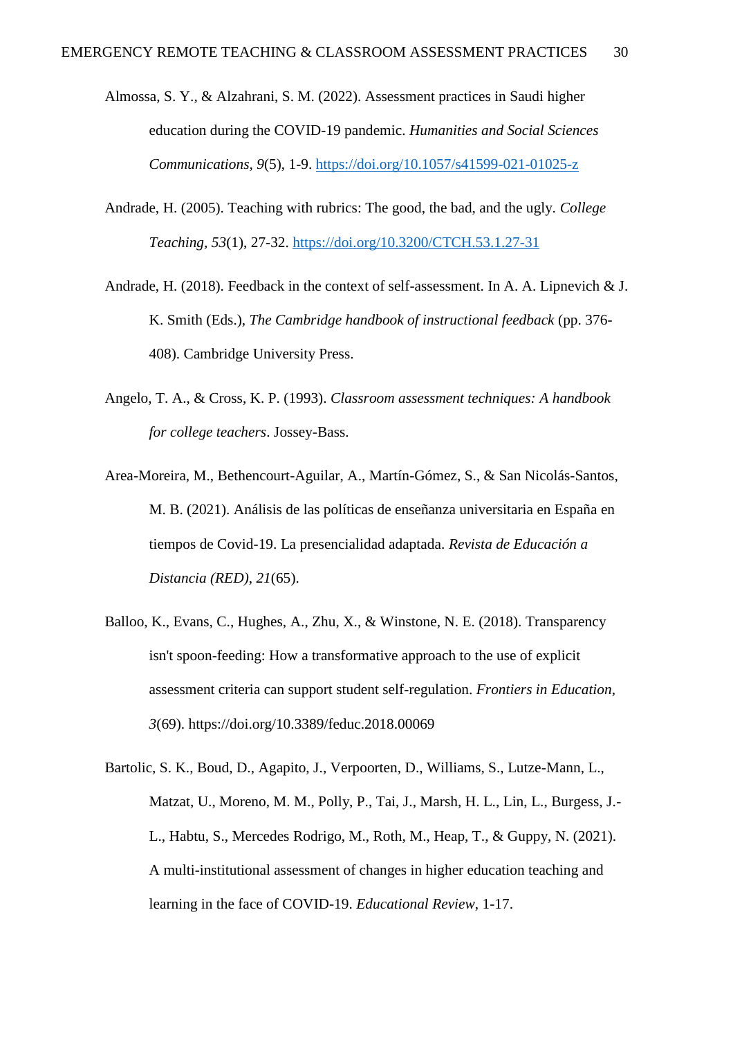Almossa, S. Y., & Alzahrani, S. M. (2022). Assessment practices in Saudi higher education during the COVID-19 pandemic. *Humanities and Social Sciences Communications*, *9*(5), 1-9. https://doi.org/10.1057/s41599-021-01025-z

Andrade, H. (2005). Teaching with rubrics: The good, the bad, and the ugly. *College Teaching*, *53*(1), 27-32. https://doi.org/10.3200/CTCH.53.1.27-31

Andrade, H. (2018). Feedback in the context of self-assessment. In A. A. Lipnevich & J. K. Smith (Eds.), *The Cambridge handbook of instructional feedback* (pp. 376-408). Cambridge University Press.

Angelo, T. A., & Cross, K. P. (1993). *Classroom assessment techniques: A handbook for college teachers*. Jossey-Bass.

Area-Moreira, M., Bethencourt-Aguilar, A., Martín-Gómez, S., & San Nicolás-Santos, M. B. (2021). Análisis de las políticas de enseñanza universitaria en España en tiempos de Covid-19. La presencialidad adaptada. *Revista de Educación a Distancia (RED)*, *21*(65).

Balloo, K., Evans, C., Hughes, A., Zhu, X., & Winstone, N. E. (2018). Transparency isn't spoon-feeding: How a transformative approach to the use of explicit assessment criteria can support student self-regulation. *Frontiers in Education*, *3*(69). https://doi.org/10.3389/feduc.2018.00069

Bartolic, S. K., Boud, D., Agapito, J., Verpoorten, D., Williams, S., Lutze-Mann, L., Matzat, U., Moreno, M. M., Polly, P., Tai, J., Marsh, H. L., Lin, L., Burgess, J.-L., Habtu, S., Mercedes Rodrigo, M., Roth, M., Heap, T., & Guppy, N. (2021). A multi-institutional assessment of changes in higher education teaching and learning in the face of COVID-19. *Educational Review*, 1-17.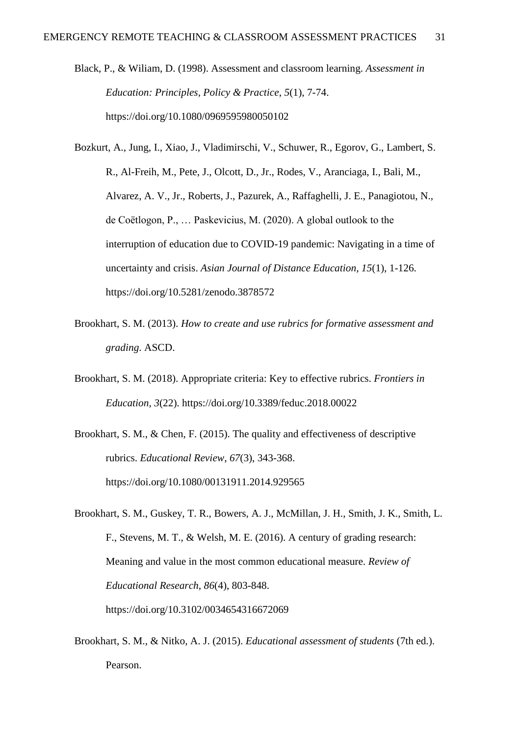Black, P., & Wiliam, D. (1998). Assessment and classroom learning. *Assessment in Education: Principles, Policy & Practice*, *5*(1), 7-74. https://doi.org/10.1080/0969595980050102

Bozkurt, A., Jung, I., Xiao, J., Vladimirschi, V., Schuwer, R., Egorov, G., Lambert, S. R., Al-Freih, M., Pete, J., Olcott, D., Jr., Rodes, V., Aranciaga, I., Bali, M., Alvarez, A. V., Jr., Roberts, J., Pazurek, A., Raffaghelli, J. E., Panagiotou, N., de Coëtlogon, P., … Paskevicius, M. (2020). A global outlook to the interruption of education due to COVID-19 pandemic: Navigating in a time of uncertainty and crisis. *Asian Journal of Distance Education*, *15*(1), 1-126. https://doi.org/10.5281/zenodo.3878572

Brookhart, S. M. (2013). *How to create and use rubrics for formative assessment and grading*. ASCD.

Brookhart, S. M. (2018). Appropriate criteria: Key to effective rubrics. *Frontiers in Education*, *3*(22). https://doi.org/10.3389/feduc.2018.00022

Brookhart, S. M., & Chen, F. (2015). The quality and effectiveness of descriptive rubrics. *Educational Review*, *67*(3), 343-368. https://doi.org/10.1080/00131911.2014.929565

Brookhart, S. M., Guskey, T. R., Bowers, A. J., McMillan, J. H., Smith, J. K., Smith, L. F., Stevens, M. T., & Welsh, M. E. (2016). A century of grading research: Meaning and value in the most common educational measure. *Review of Educational Research*, *86*(4), 803-848. https://doi.org/10.3102/0034654316672069

Brookhart, S. M., & Nitko, A. J. (2015). *Educational assessment of students* (7th ed.). Pearson.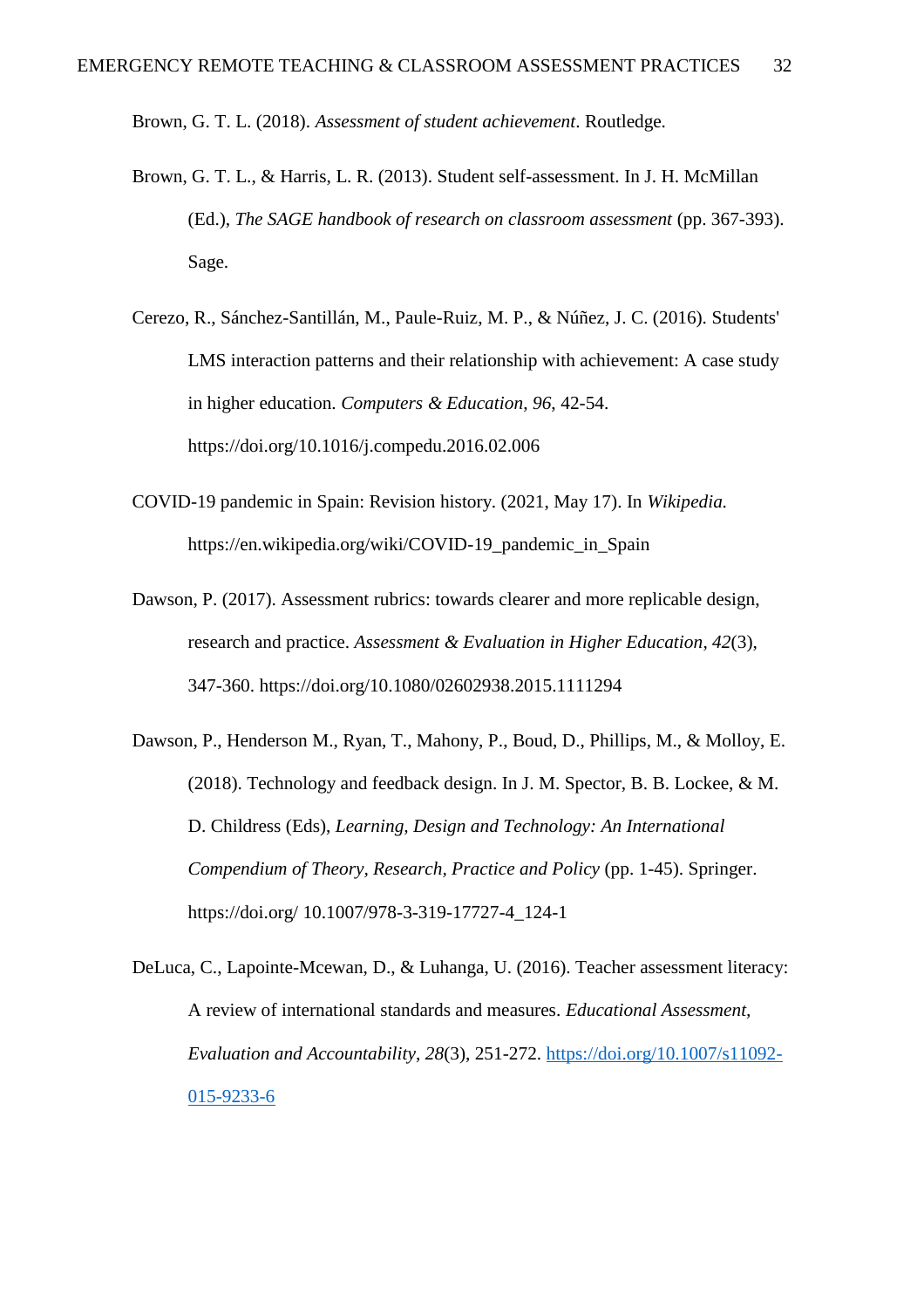Brown, G. T. L. (2018). *Assessment of student achievement*. Routledge.

Brown, G. T. L., & Harris, L. R. (2013). Student self-assessment. In J. H. McMillan (Ed.), *The SAGE handbook of research on classroom assessment* (pp. 367-393). Sage.

Cerezo, R., Sánchez-Santillán, M., Paule-Ruiz, M. P., & Núñez, J. C. (2016). Students' LMS interaction patterns and their relationship with achievement: A case study in higher education. *Computers & Education*, *96*, 42-54. https://doi.org/10.1016/j.compedu.2016.02.006

COVID-19 pandemic in Spain: Revision history. (2021, May 17). In *Wikipedia.* https://en.wikipedia.org/wiki/COVID-19_pandemic_in_Spain

Dawson, P. (2017). Assessment rubrics: towards clearer and more replicable design, research and practice. *Assessment & Evaluation in Higher Education*, *42*(3), 347-360. https://doi.org/10.1080/02602938.2015.1111294

Dawson, P., Henderson M., Ryan, T., Mahony, P., Boud, D., Phillips, M., & Molloy, E. (2018). Technology and feedback design. In J. M. Spector, B. B. Lockee, & M. D. Childress (Eds), *Learning, Design and Technology: An International Compendium of Theory, Research, Practice and Policy* (pp. 1-45). Springer. https://doi.org/ 10.1007/978-3-319-17727-4_124-1

DeLuca, C., Lapointe-Mcewan, D., & Luhanga, U. (2016). Teacher assessment literacy: A review of international standards and measures. *Educational Assessment, Evaluation and Accountability*, *28*(3), 251-272. https://doi.org/10.1007/s11092-015-9233-6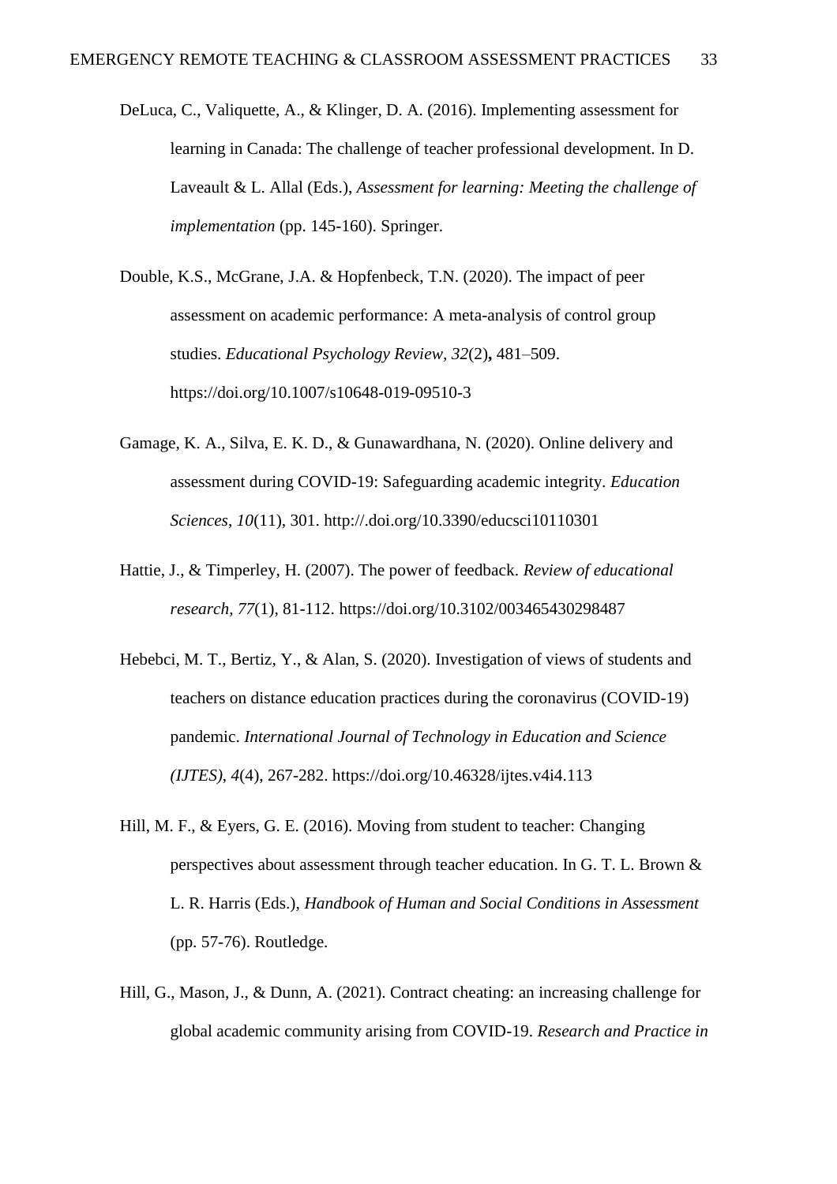DeLuca, C., Valiquette, A., & Klinger, D. A. (2016). Implementing assessment for learning in Canada: The challenge of teacher professional development. In D. Laveault & L. Allal (Eds.), *Assessment for learning: Meeting the challenge of implementation* (pp. 145-160). Springer.

Double, K.S., McGrane, J.A. & Hopfenbeck, T.N. (2020). The impact of peer assessment on academic performance: A meta-analysis of control group studies. *Educational Psychology Review, 32*(2)**,** 481–509. https://doi.org/10.1007/s10648-019-09510-3

Gamage, K. A., Silva, E. K. D., & Gunawardhana, N. (2020). Online delivery and assessment during COVID-19: Safeguarding academic integrity. *Education Sciences*, *10*(11), 301. http://.doi.org/10.3390/educsci10110301

Hattie, J., & Timperley, H. (2007). The power of feedback. *Review of educational research*, *77*(1), 81-112. https://doi.org/10.3102/003465430298487

Hebebci, M. T., Bertiz, Y., & Alan, S. (2020). Investigation of views of students and teachers on distance education practices during the coronavirus (COVID-19) pandemic. *International Journal of Technology in Education and Science (IJTES)*, *4*(4), 267-282. https://doi.org/10.46328/ijtes.v4i4.113

Hill, M. F., & Eyers, G. E. (2016). Moving from student to teacher: Changing perspectives about assessment through teacher education. In G. T. L. Brown & L. R. Harris (Eds.), *Handbook of Human and Social Conditions in Assessment* (pp. 57-76). Routledge.

Hill, G., Mason, J., & Dunn, A. (2021). Contract cheating: an increasing challenge for global academic community arising from COVID-19. *Research and Practice in*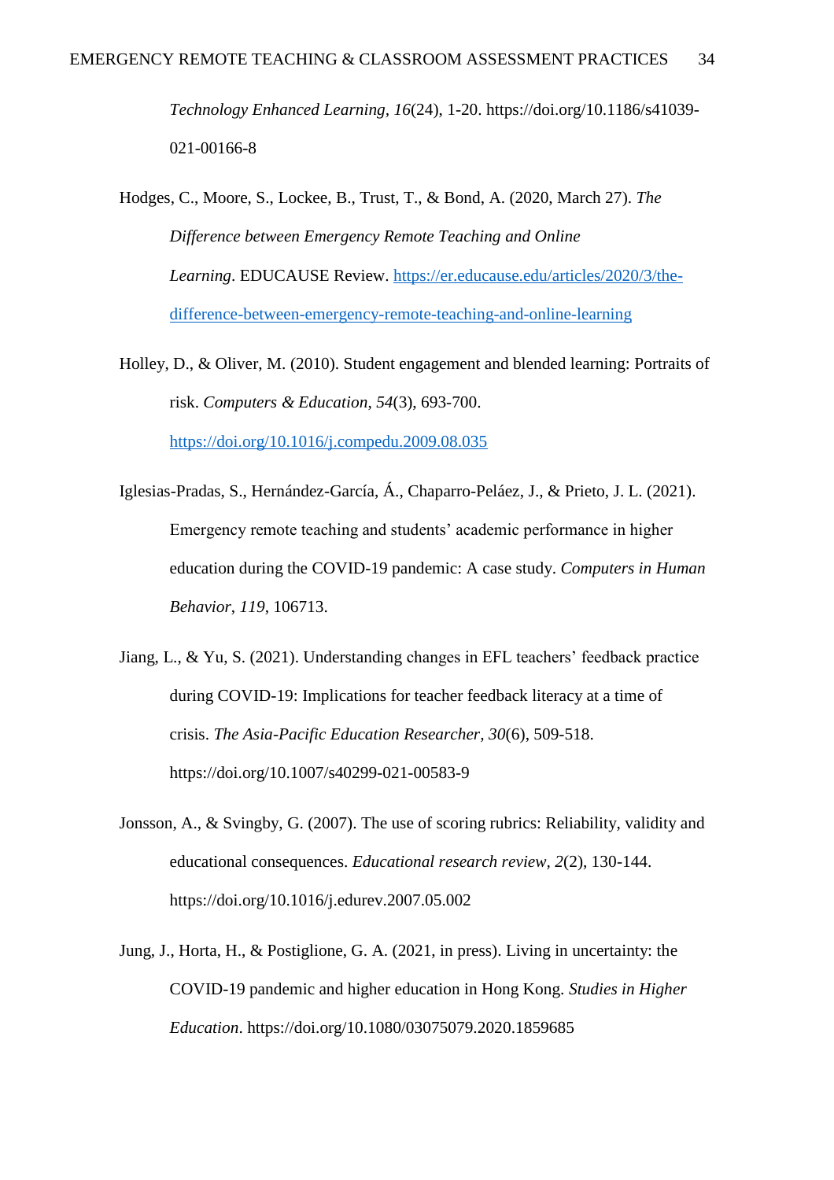*Technology Enhanced Learning*, *16*(24), 1-20. https://doi.org/10.1186/s41039-021-00166-8

Hodges, C., Moore, S., Lockee, B., Trust, T., & Bond, A. (2020, March 27). *The Difference between Emergency Remote Teaching and Online Learning*. EDUCAUSE Review. https://er.educause.edu/articles/2020/3/the-difference-between-emergency-remote-teaching-and-online-learning

Holley, D., & Oliver, M. (2010). Student engagement and blended learning: Portraits of risk. *Computers & Education*, *54*(3), 693-700. https://doi.org/10.1016/j.compedu.2009.08.035

Iglesias-Pradas, S., Hernández-García, Á., Chaparro-Peláez, J., & Prieto, J. L. (2021). Emergency remote teaching and students' academic performance in higher education during the COVID-19 pandemic: A case study. *Computers in Human Behavior*, *119*, 106713.

Jiang, L., & Yu, S. (2021). Understanding changes in EFL teachers' feedback practice during COVID-19: Implications for teacher feedback literacy at a time of crisis. *The Asia-Pacific Education Researcher*, *30*(6), 509-518. https://doi.org/10.1007/s40299-021-00583-9

Jonsson, A., & Svingby, G. (2007). The use of scoring rubrics: Reliability, validity and educational consequences. *Educational research review*, *2*(2), 130-144. https://doi.org/10.1016/j.edurev.2007.05.002

Jung, J., Horta, H., & Postiglione, G. A. (2021, in press). Living in uncertainty: the COVID-19 pandemic and higher education in Hong Kong. *Studies in Higher Education*. https://doi.org/10.1080/03075079.2020.1859685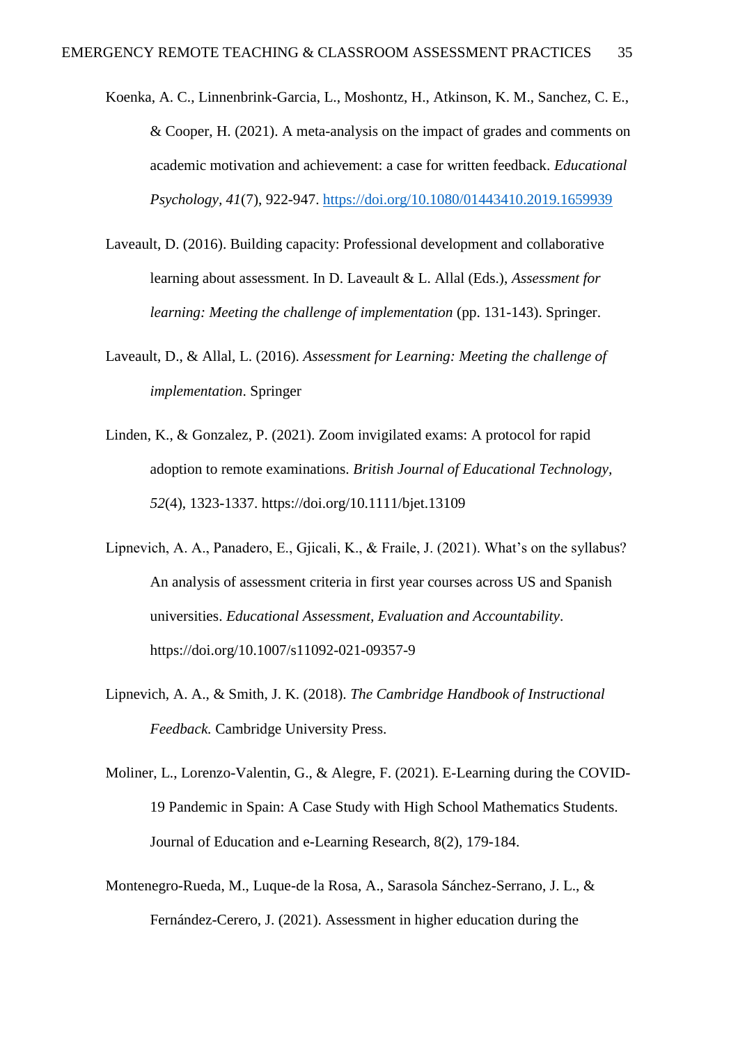Koenka, A. C., Linnenbrink-Garcia, L., Moshontz, H., Atkinson, K. M., Sanchez, C. E., & Cooper, H. (2021). A meta-analysis on the impact of grades and comments on academic motivation and achievement: a case for written feedback. *Educational Psychology*, *41*(7), 922-947. https://doi.org/10.1080/01443410.2019.1659939

Laveault, D. (2016). Building capacity: Professional development and collaborative learning about assessment. In D. Laveault & L. Allal (Eds.), *Assessment for learning: Meeting the challenge of implementation* (pp. 131-143). Springer.

Laveault, D., & Allal, L. (2016). *Assessment for Learning: Meeting the challenge of implementation*. Springer

Linden, K., & Gonzalez, P. (2021). Zoom invigilated exams: A protocol for rapid adoption to remote examinations. *British Journal of Educational Technology*, *52*(4), 1323-1337. https://doi.org/10.1111/bjet.13109

Lipnevich, A. A., Panadero, E., Gjicali, K., & Fraile, J. (2021). What's on the syllabus? An analysis of assessment criteria in first year courses across US and Spanish universities. *Educational Assessment, Evaluation and Accountability*. https://doi.org/10.1007/s11092-021-09357-9

Lipnevich, A. A., & Smith, J. K. (2018). *The Cambridge Handbook of Instructional Feedback.* Cambridge University Press.

Moliner, L., Lorenzo-Valentin, G., & Alegre, F. (2021). E-Learning during the COVID-19 Pandemic in Spain: A Case Study with High School Mathematics Students. Journal of Education and e-Learning Research, 8(2), 179-184.

Montenegro-Rueda, M., Luque-de la Rosa, A., Sarasola Sánchez-Serrano, J. L., & Fernández-Cerero, J. (2021). Assessment in higher education during the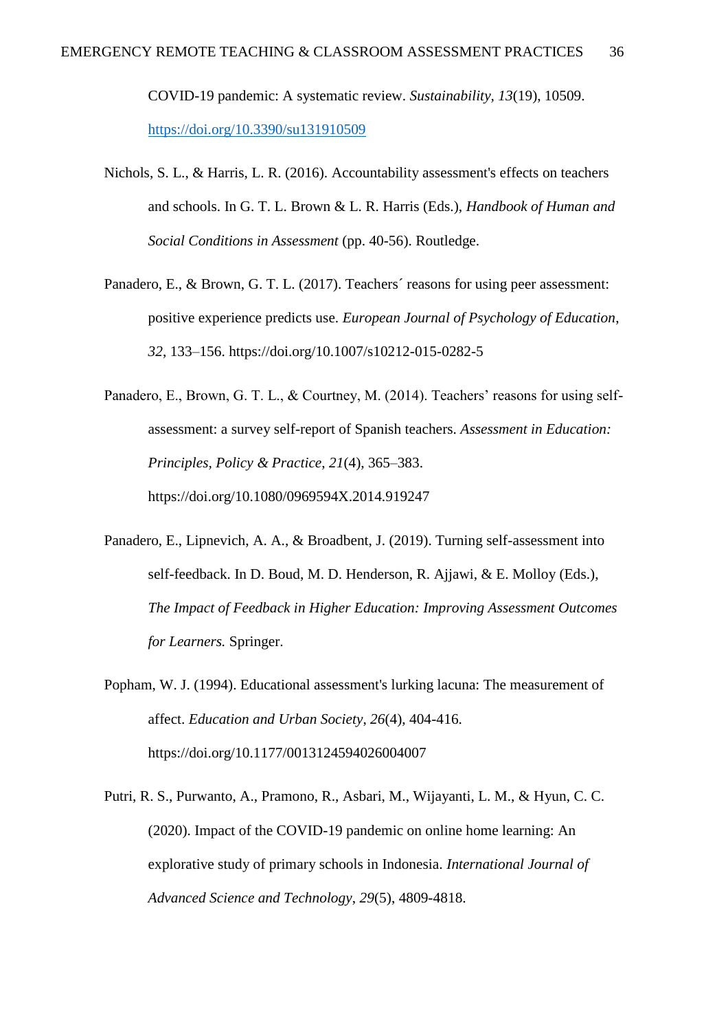COVID-19 pandemic: A systematic review. *Sustainability*, *13*(19), 10509. https://doi.org/10.3390/su131910509

Nichols, S. L., & Harris, L. R. (2016). Accountability assessment's effects on teachers and schools. In G. T. L. Brown & L. R. Harris (Eds.), *Handbook of Human and Social Conditions in Assessment* (pp. 40-56). Routledge.

Panadero, E., & Brown, G. T. L. (2017). Teachers´ reasons for using peer assessment: positive experience predicts use. *European Journal of Psychology of Education*, *32*, 133–156. https://doi.org/10.1007/s10212-015-0282-5

Panadero, E., Brown, G. T. L., & Courtney, M. (2014). Teachers' reasons for using self-assessment: a survey self-report of Spanish teachers. *Assessment in Education: Principles, Policy & Practice*, *21*(4), 365–383. https://doi.org/10.1080/0969594X.2014.919247

Panadero, E., Lipnevich, A. A., & Broadbent, J. (2019). Turning self-assessment into self-feedback. In D. Boud, M. D. Henderson, R. Ajjawi, & E. Molloy (Eds.), *The Impact of Feedback in Higher Education: Improving Assessment Outcomes for Learners.* Springer.

Popham, W. J. (1994). Educational assessment's lurking lacuna: The measurement of affect. *Education and Urban Society*, *26*(4), 404-416. https://doi.org/10.1177/0013124594026004007

Putri, R. S., Purwanto, A., Pramono, R., Asbari, M., Wijayanti, L. M., & Hyun, C. C. (2020). Impact of the COVID-19 pandemic on online home learning: An explorative study of primary schools in Indonesia. *International Journal of Advanced Science and Technology*, *29*(5), 4809-4818.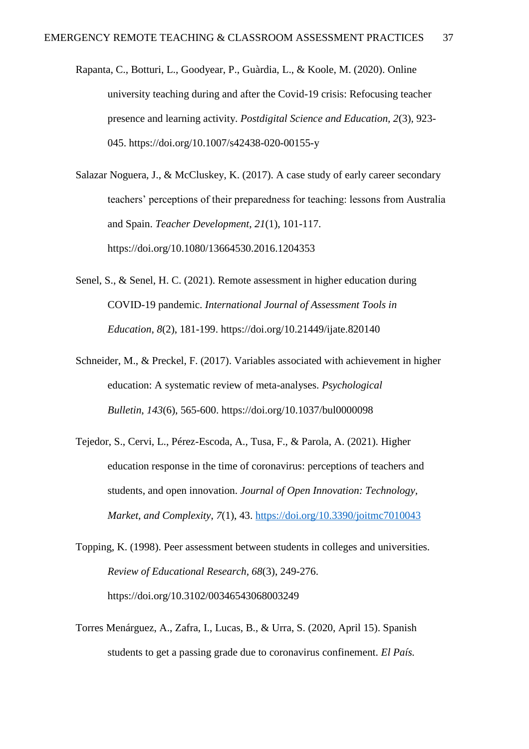Rapanta, C., Botturi, L., Goodyear, P., Guàrdia, L., & Koole, M. (2020). Online university teaching during and after the Covid-19 crisis: Refocusing teacher presence and learning activity. *Postdigital Science and Education, 2*(3), 923-045. https://doi.org/10.1007/s42438-020-00155-y

Salazar Noguera, J., & McCluskey, K. (2017). A case study of early career secondary teachers' perceptions of their preparedness for teaching: lessons from Australia and Spain. *Teacher Development*, *21*(1), 101-117. https://doi.org/10.1080/13664530.2016.1204353

Senel, S., & Senel, H. C. (2021). Remote assessment in higher education during COVID-19 pandemic. *International Journal of Assessment Tools in Education*, *8*(2), 181-199. https://doi.org/10.21449/ijate.820140

Schneider, M., & Preckel, F. (2017). Variables associated with achievement in higher education: A systematic review of meta-analyses. *Psychological Bulletin*, *143*(6), 565-600. https://doi.org/10.1037/bul0000098

Tejedor, S., Cervi, L., Pérez-Escoda, A., Tusa, F., & Parola, A. (2021). Higher education response in the time of coronavirus: perceptions of teachers and students, and open innovation. *Journal of Open Innovation: Technology, Market, and Complexity*, *7*(1), 43. https://doi.org/10.3390/joitmc7010043

Topping, K. (1998). Peer assessment between students in colleges and universities. *Review of Educational Research, 68*(3), 249-276. https://doi.org/10.3102/00346543068003249

Torres Menárguez, A., Zafra, I., Lucas, B., & Urra, S. (2020, April 15). Spanish students to get a passing grade due to coronavirus confinement. *El País.*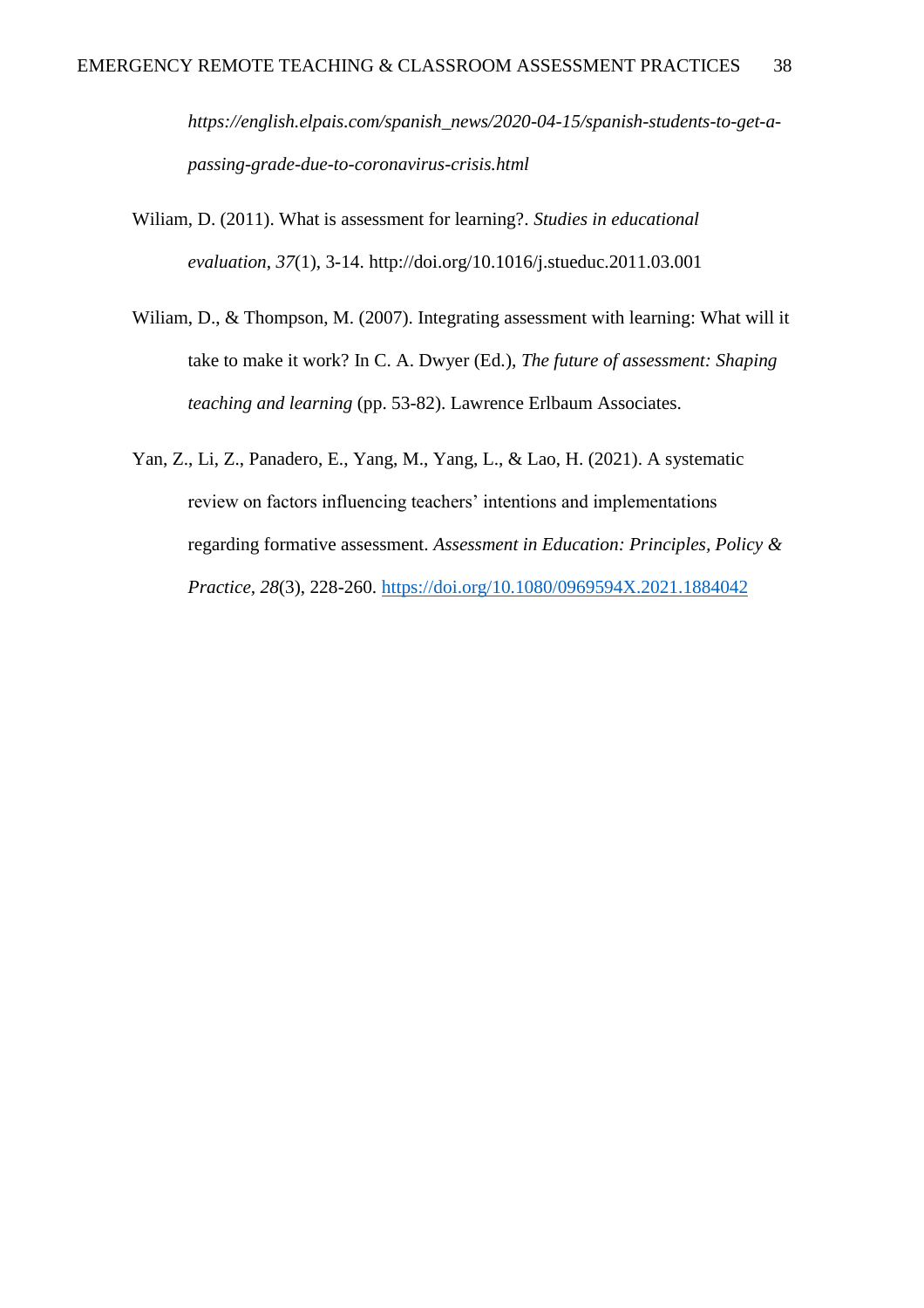*https://english.elpais.com/spanish_news/2020-04-15/spanish-students-to-get-a-passing-grade-due-to-coronavirus-crisis.html*

Wiliam, D. (2011). What is assessment for learning?. *Studies in educational evaluation*, *37*(1), 3-14. http://doi.org/10.1016/j.stueduc.2011.03.001

Wiliam, D., & Thompson, M. (2007). Integrating assessment with learning: What will it take to make it work? In C. A. Dwyer (Ed.), *The future of assessment: Shaping teaching and learning* (pp. 53-82). Lawrence Erlbaum Associates.

Yan, Z., Li, Z., Panadero, E., Yang, M., Yang, L., & Lao, H. (2021). A systematic review on factors influencing teachers' intentions and implementations regarding formative assessment. *Assessment in Education: Principles, Policy & Practice, 28*(3), 228-260. https://doi.org/10.1080/0969594X.2021.1884042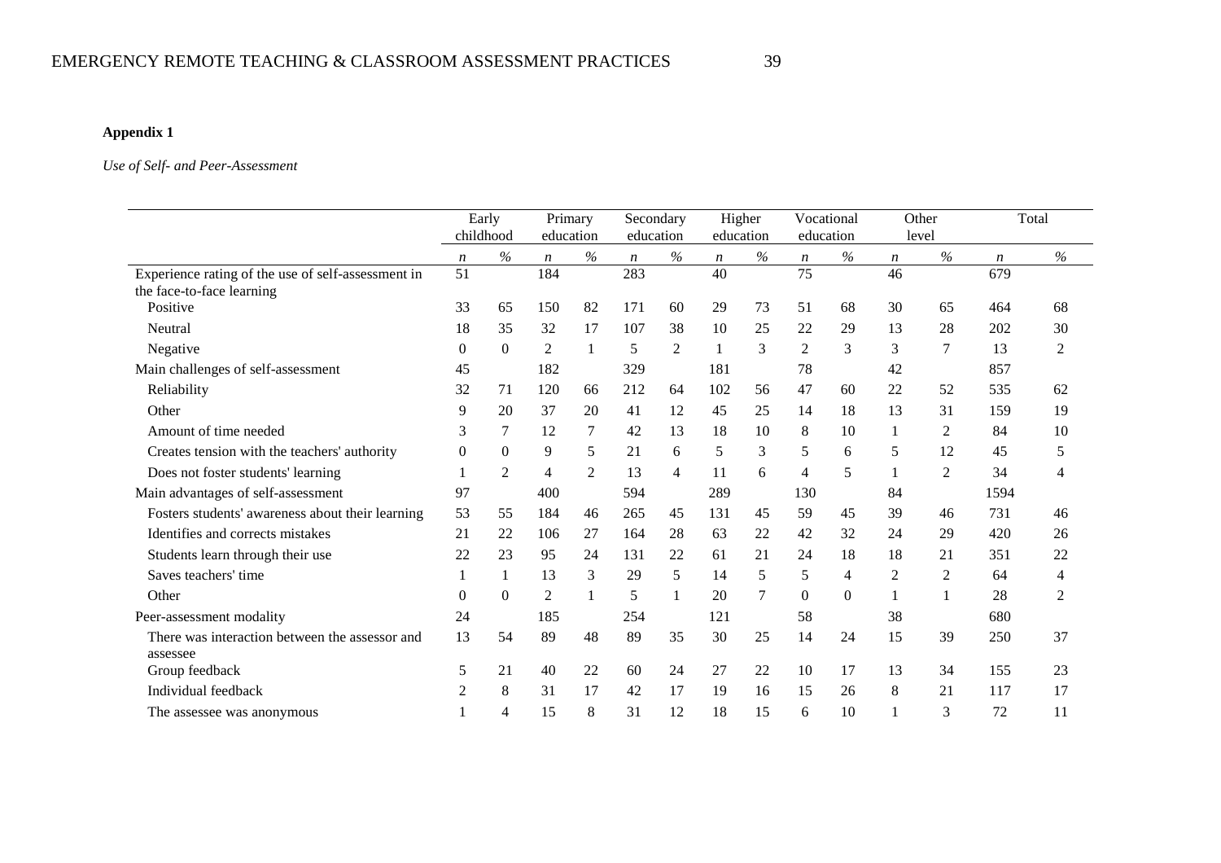**Appendix 1**

*Use of Self- and Peer-Assessment*

| | Early childhood | | Primary education | | Secondary education | | Higher education | | Vocational education | | Other level | | Total | |
|---|---|---|---|---|---|---|---|---|---|---|---|---|---|---|
| | *n* | % | *n* | % | *n* | % | *n* | % | *n* | % | *n* | % | *n* | % |
| Experience rating of the use of self-assessment in the face-to-face learning | 51 | | 184 | | 283 | | 40 | | 75 | | 46 | | 679 | |
| Positive | 33 | 65 | 150 | 82 | 171 | 60 | 29 | 73 | 51 | 68 | 30 | 65 | 464 | 68 |
| Neutral | 18 | 35 | 32 | 17 | 107 | 38 | 10 | 25 | 22 | 29 | 13 | 28 | 202 | 30 |
| Negative | 0 | 0 | 2 | 1 | 5 | 2 | 1 | 3 | 2 | 3 | 3 | 7 | 13 | 2 |
| Main challenges of self-assessment | 45 | | 182 | | 329 | | 181 | | 78 | | 42 | | 857 | |
| Reliability | 32 | 71 | 120 | 66 | 212 | 64 | 102 | 56 | 47 | 60 | 22 | 52 | 535 | 62 |
| Other | 9 | 20 | 37 | 20 | 41 | 12 | 45 | 25 | 14 | 18 | 13 | 31 | 159 | 19 |
| Amount of time needed | 3 | 7 | 12 | 7 | 42 | 13 | 18 | 10 | 8 | 10 | 1 | 2 | 84 | 10 |
| Creates tension with the teachers' authority | 0 | 0 | 9 | 5 | 21 | 6 | 5 | 3 | 5 | 6 | 5 | 12 | 45 | 5 |
| Does not foster students' learning | 1 | 2 | 4 | 2 | 13 | 4 | 11 | 6 | 4 | 5 | 1 | 2 | 34 | 4 |
| Main advantages of self-assessment | 97 | | 400 | | 594 | | 289 | | 130 | | 84 | | 1594 | |
| Fosters students' awareness about their learning | 53 | 55 | 184 | 46 | 265 | 45 | 131 | 45 | 59 | 45 | 39 | 46 | 731 | 46 |
| Identifies and corrects mistakes | 21 | 22 | 106 | 27 | 164 | 28 | 63 | 22 | 42 | 32 | 24 | 29 | 420 | 26 |
| Students learn through their use | 22 | 23 | 95 | 24 | 131 | 22 | 61 | 21 | 24 | 18 | 18 | 21 | 351 | 22 |
| Saves teachers' time | 1 | 1 | 13 | 3 | 29 | 5 | 14 | 5 | 5 | 4 | 2 | 2 | 64 | 4 |
| Other | 0 | 0 | 2 | 1 | 5 | 1 | 20 | 7 | 0 | 0 | 1 | 1 | 28 | 2 |
| Peer-assessment modality | 24 | | 185 | | 254 | | 121 | | 58 | | 38 | | 680 | |
| There was interaction between the assessor and assessee | 13 | 54 | 89 | 48 | 89 | 35 | 30 | 25 | 14 | 24 | 15 | 39 | 250 | 37 |
| Group feedback | 5 | 21 | 40 | 22 | 60 | 24 | 27 | 22 | 10 | 17 | 13 | 34 | 155 | 23 |
| Individual feedback | 2 | 8 | 31 | 17 | 42 | 17 | 19 | 16 | 15 | 26 | 8 | 21 | 117 | 17 |
| The assessee was anonymous | 1 | 4 | 15 | 8 | 31 | 12 | 18 | 15 | 6 | 10 | 1 | 3 | 72 | 11 |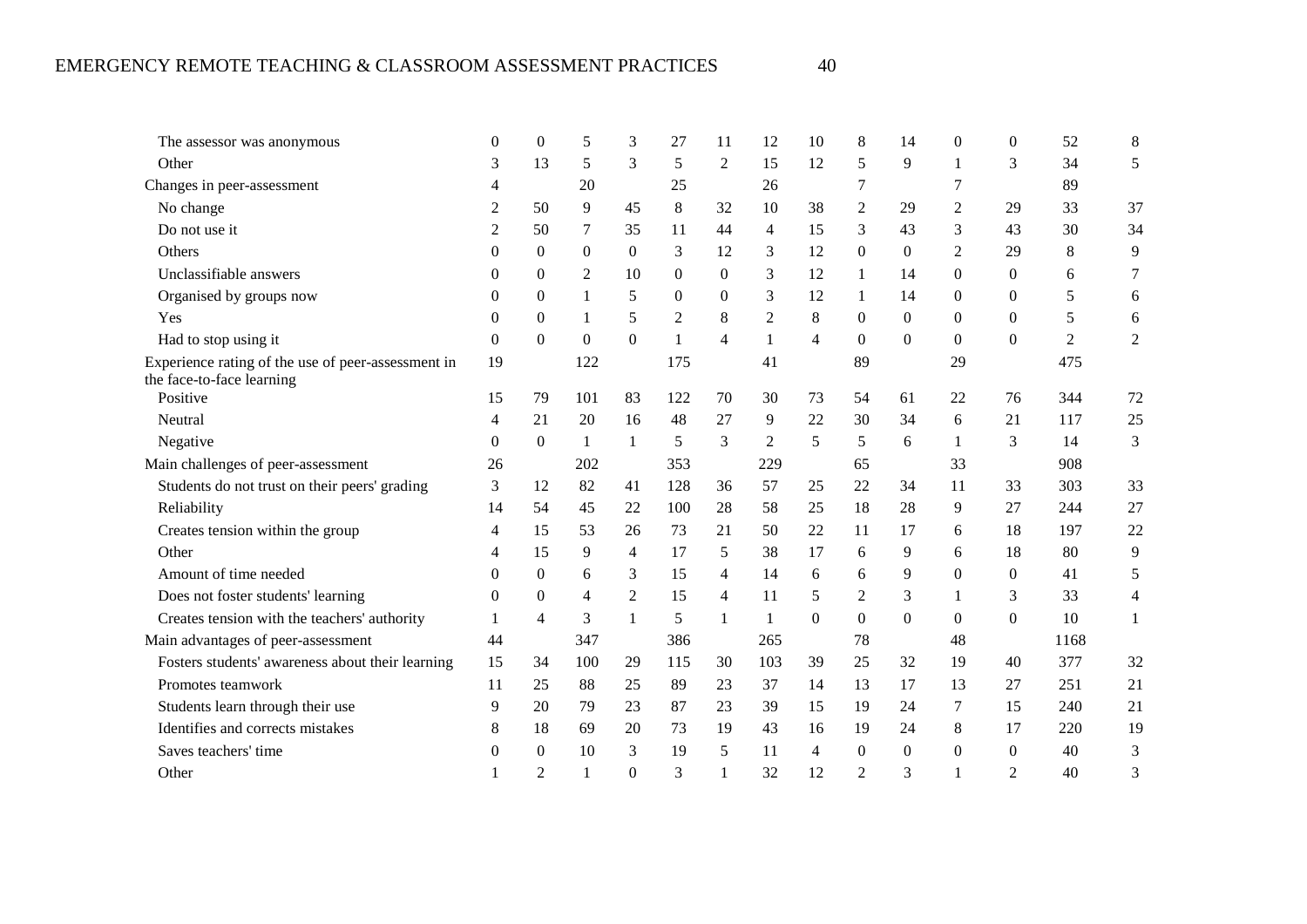| | | | | | | | | | | | | | | |
|---|---|---|---|---|---|---|---|---|---|---|---|---|---|---|
| The assessor was anonymous | 0 | 0 | 5 | 3 | 27 | 11 | 12 | 10 | 8 | 14 | 0 | 0 | 52 | 8 |
| Other | 3 | 13 | 5 | 3 | 5 | 2 | 15 | 12 | 5 | 9 | 1 | 3 | 34 | 5 |
| Changes in peer-assessment | 4 | | 20 | | 25 | | 26 | | 7 | | 7 | | 89 | |
| No change | 2 | 50 | 9 | 45 | 8 | 32 | 10 | 38 | 2 | 29 | 2 | 29 | 33 | 37 |
| Do not use it | 2 | 50 | 7 | 35 | 11 | 44 | 4 | 15 | 3 | 43 | 3 | 43 | 30 | 34 |
| Others | 0 | 0 | 0 | 0 | 3 | 12 | 3 | 12 | 0 | 0 | 2 | 29 | 8 | 9 |
| Unclassifiable answers | 0 | 0 | 2 | 10 | 0 | 0 | 3 | 12 | 1 | 14 | 0 | 0 | 6 | 7 |
| Organised by groups now | 0 | 0 | 1 | 5 | 0 | 0 | 3 | 12 | 1 | 14 | 0 | 0 | 5 | 6 |
| Yes | 0 | 0 | 1 | 5 | 2 | 8 | 2 | 8 | 0 | 0 | 0 | 0 | 5 | 6 |
| Had to stop using it | 0 | 0 | 0 | 0 | 1 | 4 | 1 | 4 | 0 | 0 | 0 | 0 | 2 | 2 |
| Experience rating of the use of peer-assessment in the face-to-face learning | 19 | | 122 | | 175 | | 41 | | 89 | | 29 | | 475 | |
| Positive | 15 | 79 | 101 | 83 | 122 | 70 | 30 | 73 | 54 | 61 | 22 | 76 | 344 | 72 |
| Neutral | 4 | 21 | 20 | 16 | 48 | 27 | 9 | 22 | 30 | 34 | 6 | 21 | 117 | 25 |
| Negative | 0 | 0 | 1 | 1 | 5 | 3 | 2 | 5 | 5 | 6 | 1 | 3 | 14 | 3 |
| Main challenges of peer-assessment | 26 | | 202 | | 353 | | 229 | | 65 | | 33 | | 908 | |
| Students do not trust on their peers' grading | 3 | 12 | 82 | 41 | 128 | 36 | 57 | 25 | 22 | 34 | 11 | 33 | 303 | 33 |
| Reliability | 14 | 54 | 45 | 22 | 100 | 28 | 58 | 25 | 18 | 28 | 9 | 27 | 244 | 27 |
| Creates tension within the group | 4 | 15 | 53 | 26 | 73 | 21 | 50 | 22 | 11 | 17 | 6 | 18 | 197 | 22 |
| Other | 4 | 15 | 9 | 4 | 17 | 5 | 38 | 17 | 6 | 9 | 6 | 18 | 80 | 9 |
| Amount of time needed | 0 | 0 | 6 | 3 | 15 | 4 | 14 | 6 | 6 | 9 | 0 | 0 | 41 | 5 |
| Does not foster students' learning | 0 | 0 | 4 | 2 | 15 | 4 | 11 | 5 | 2 | 3 | 1 | 3 | 33 | 4 |
| Creates tension with the teachers' authority | 1 | 4 | 3 | 1 | 5 | 1 | 1 | 0 | 0 | 0 | 0 | 0 | 10 | 1 |
| Main advantages of peer-assessment | 44 | | 347 | | 386 | | 265 | | 78 | | 48 | | 1168 | |
| Fosters students' awareness about their learning | 15 | 34 | 100 | 29 | 115 | 30 | 103 | 39 | 25 | 32 | 19 | 40 | 377 | 32 |
| Promotes teamwork | 11 | 25 | 88 | 25 | 89 | 23 | 37 | 14 | 13 | 17 | 13 | 27 | 251 | 21 |
| Students learn through their use | 9 | 20 | 79 | 23 | 87 | 23 | 39 | 15 | 19 | 24 | 7 | 15 | 240 | 21 |
| Identifies and corrects mistakes | 8 | 18 | 69 | 20 | 73 | 19 | 43 | 16 | 19 | 24 | 8 | 17 | 220 | 19 |
| Saves teachers' time | 0 | 0 | 10 | 3 | 19 | 5 | 11 | 4 | 0 | 0 | 0 | 0 | 40 | 3 |
| Other | 1 | 2 | 1 | 0 | 3 | 1 | 32 | 12 | 2 | 3 | 1 | 2 | 40 | 3 |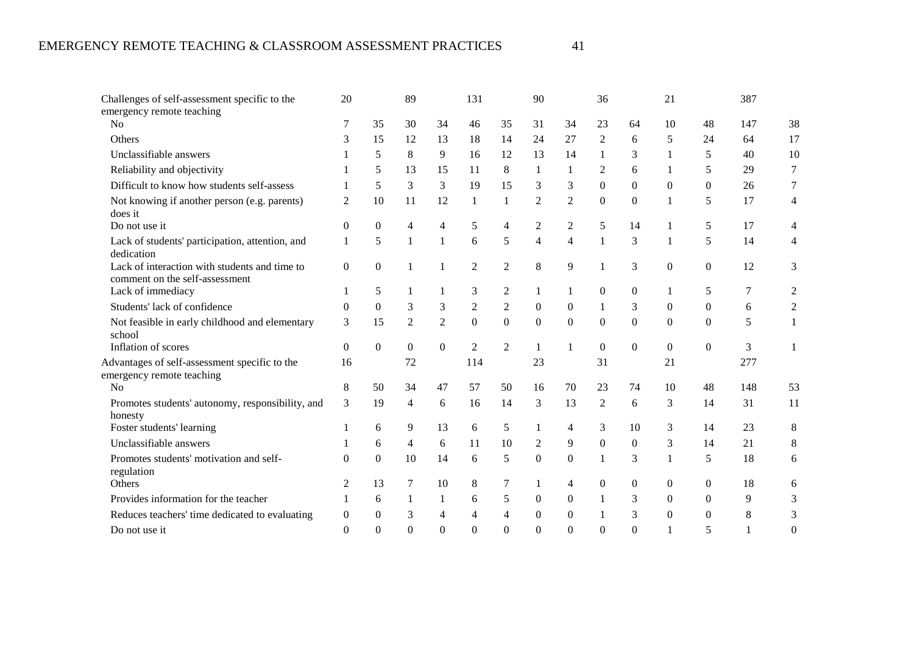| | | | | | | | | | | | | | | |
|---|---|---|---|---|---|---|---|---|---|---|---|---|---|---|
| Challenges of self-assessment specific to the emergency remote teaching | 20 | | 89 | | 131 | | 90 | | 36 | | 21 | | 387 | |
| No | 7 | 35 | 30 | 34 | 46 | 35 | 31 | 34 | 23 | 64 | 10 | 48 | 147 | 38 |
| Others | 3 | 15 | 12 | 13 | 18 | 14 | 24 | 27 | 2 | 6 | 5 | 24 | 64 | 17 |
| Unclassifiable answers | 1 | 5 | 8 | 9 | 16 | 12 | 13 | 14 | 1 | 3 | 1 | 5 | 40 | 10 |
| Reliability and objectivity | 1 | 5 | 13 | 15 | 11 | 8 | 1 | 1 | 2 | 6 | 1 | 5 | 29 | 7 |
| Difficult to know how students self-assess | 1 | 5 | 3 | 3 | 19 | 15 | 3 | 3 | 0 | 0 | 0 | 0 | 26 | 7 |
| Not knowing if another person (e.g. parents) does it | 2 | 10 | 11 | 12 | 1 | 1 | 2 | 2 | 0 | 0 | 1 | 5 | 17 | 4 |
| Do not use it | 0 | 0 | 4 | 4 | 5 | 4 | 2 | 2 | 5 | 14 | 1 | 5 | 17 | 4 |
| Lack of students' participation, attention, and dedication | 1 | 5 | 1 | 1 | 6 | 5 | 4 | 4 | 1 | 3 | 1 | 5 | 14 | 4 |
| Lack of interaction with students and time to comment on the self-assessment | 0 | 0 | 1 | 1 | 2 | 2 | 8 | 9 | 1 | 3 | 0 | 0 | 12 | 3 |
| Lack of immediacy | 1 | 5 | 1 | 1 | 3 | 2 | 1 | 1 | 0 | 0 | 1 | 5 | 7 | 2 |
| Students' lack of confidence | 0 | 0 | 3 | 3 | 2 | 2 | 0 | 0 | 1 | 3 | 0 | 0 | 6 | 2 |
| Not feasible in early childhood and elementary school | 3 | 15 | 2 | 2 | 0 | 0 | 0 | 0 | 0 | 0 | 0 | 0 | 5 | 1 |
| Inflation of scores | 0 | 0 | 0 | 0 | 2 | 2 | 1 | 1 | 0 | 0 | 0 | 0 | 3 | 1 |
| Advantages of self-assessment specific to the emergency remote teaching | 16 | | 72 | | 114 | | 23 | | 31 | | 21 | | 277 | |
| No | 8 | 50 | 34 | 47 | 57 | 50 | 16 | 70 | 23 | 74 | 10 | 48 | 148 | 53 |
| Promotes students' autonomy, responsibility, and honesty | 3 | 19 | 4 | 6 | 16 | 14 | 3 | 13 | 2 | 6 | 3 | 14 | 31 | 11 |
| Foster students' learning | 1 | 6 | 9 | 13 | 6 | 5 | 1 | 4 | 3 | 10 | 3 | 14 | 23 | 8 |
| Unclassifiable answers | 1 | 6 | 4 | 6 | 11 | 10 | 2 | 9 | 0 | 0 | 3 | 14 | 21 | 8 |
| Promotes students' motivation and self-regulation | 0 | 0 | 10 | 14 | 6 | 5 | 0 | 0 | 1 | 3 | 1 | 5 | 18 | 6 |
| Others | 2 | 13 | 7 | 10 | 8 | 7 | 1 | 4 | 0 | 0 | 0 | 0 | 18 | 6 |
| Provides information for the teacher | 1 | 6 | 1 | 1 | 6 | 5 | 0 | 0 | 1 | 3 | 0 | 0 | 9 | 3 |
| Reduces teachers' time dedicated to evaluating | 0 | 0 | 3 | 4 | 4 | 4 | 0 | 0 | 1 | 3 | 0 | 0 | 8 | 3 |
| Do not use it | 0 | 0 | 0 | 0 | 0 | 0 | 0 | 0 | 0 | 0 | 1 | 5 | 1 | 0 |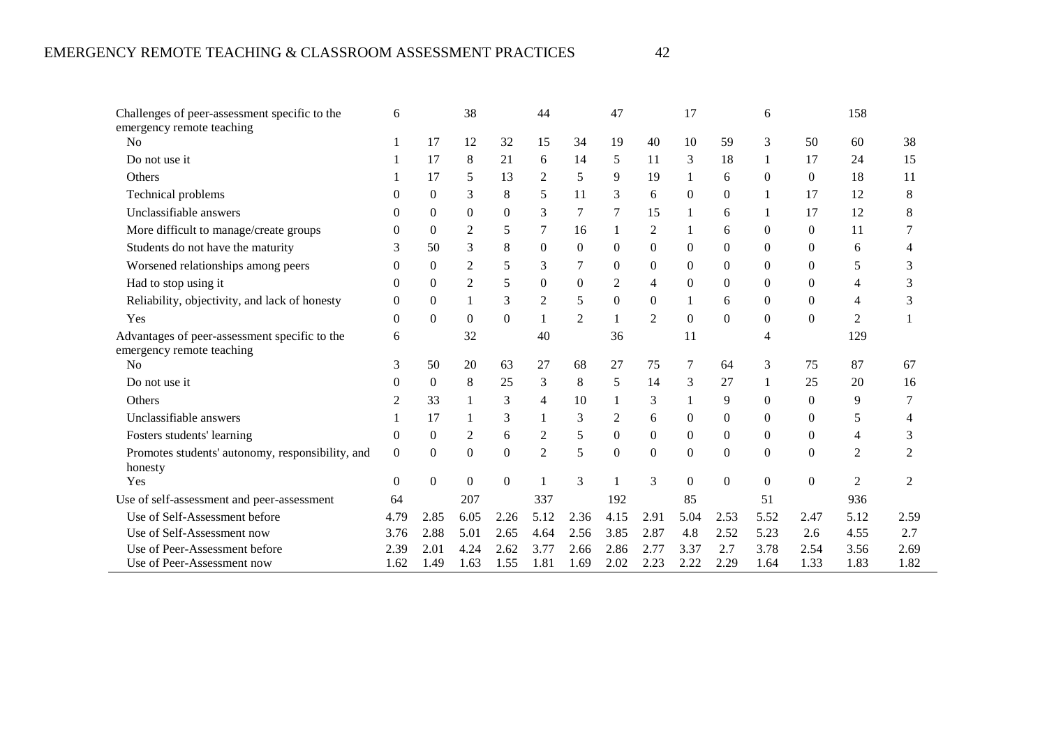| | | | | | | | | | | | | | | |
|---|---|---|---|---|---|---|---|---|---|---|---|---|---|---|
| Challenges of peer-assessment specific to the emergency remote teaching | 6 | | 38 | | 44 | | 47 | | 17 | | 6 | | 158 | |
| No | 1 | 17 | 12 | 32 | 15 | 34 | 19 | 40 | 10 | 59 | 3 | 50 | 60 | 38 |
| Do not use it | 1 | 17 | 8 | 21 | 6 | 14 | 5 | 11 | 3 | 18 | 1 | 17 | 24 | 15 |
| Others | 1 | 17 | 5 | 13 | 2 | 5 | 9 | 19 | 1 | 6 | 0 | 0 | 18 | 11 |
| Technical problems | 0 | 0 | 3 | 8 | 5 | 11 | 3 | 6 | 0 | 0 | 1 | 17 | 12 | 8 |
| Unclassifiable answers | 0 | 0 | 0 | 0 | 3 | 7 | 7 | 15 | 1 | 6 | 1 | 17 | 12 | 8 |
| More difficult to manage/create groups | 0 | 0 | 2 | 5 | 7 | 16 | 1 | 2 | 1 | 6 | 0 | 0 | 11 | 7 |
| Students do not have the maturity | 3 | 50 | 3 | 8 | 0 | 0 | 0 | 0 | 0 | 0 | 0 | 0 | 6 | 4 |
| Worsened relationships among peers | 0 | 0 | 2 | 5 | 3 | 7 | 0 | 0 | 0 | 0 | 0 | 0 | 5 | 3 |
| Had to stop using it | 0 | 0 | 2 | 5 | 0 | 0 | 2 | 4 | 0 | 0 | 0 | 0 | 4 | 3 |
| Reliability, objectivity, and lack of honesty | 0 | 0 | 1 | 3 | 2 | 5 | 0 | 0 | 1 | 6 | 0 | 0 | 4 | 3 |
| Yes | 0 | 0 | 0 | 0 | 1 | 2 | 1 | 2 | 0 | 0 | 0 | 0 | 2 | 1 |
| Advantages of peer-assessment specific to the emergency remote teaching | 6 | | 32 | | 40 | | 36 | | 11 | | 4 | | 129 | |
| No | 3 | 50 | 20 | 63 | 27 | 68 | 27 | 75 | 7 | 64 | 3 | 75 | 87 | 67 |
| Do not use it | 0 | 0 | 8 | 25 | 3 | 8 | 5 | 14 | 3 | 27 | 1 | 25 | 20 | 16 |
| Others | 2 | 33 | 1 | 3 | 4 | 10 | 1 | 3 | 1 | 9 | 0 | 0 | 9 | 7 |
| Unclassifiable answers | 1 | 17 | 1 | 3 | 1 | 3 | 2 | 6 | 0 | 0 | 0 | 0 | 5 | 4 |
| Fosters students' learning | 0 | 0 | 2 | 6 | 2 | 5 | 0 | 0 | 0 | 0 | 0 | 0 | 4 | 3 |
| Promotes students' autonomy, responsibility, and honesty | 0 | 0 | 0 | 0 | 2 | 5 | 0 | 0 | 0 | 0 | 0 | 0 | 2 | 2 |
| Yes | 0 | 0 | 0 | 0 | 1 | 3 | 1 | 3 | 0 | 0 | 0 | 0 | 2 | 2 |
| Use of self-assessment and peer-assessment | 64 | | 207 | | 337 | | 192 | | 85 | | 51 | | 936 | |
| Use of Self-Assessment before | 4.79 | 2.85 | 6.05 | 2.26 | 5.12 | 2.36 | 4.15 | 2.91 | 5.04 | 2.53 | 5.52 | 2.47 | 5.12 | 2.59 |
| Use of Self-Assessment now | 3.76 | 2.88 | 5.01 | 2.65 | 4.64 | 2.56 | 3.85 | 2.87 | 4.8 | 2.52 | 5.23 | 2.6 | 4.55 | 2.7 |
| Use of Peer-Assessment before | 2.39 | 2.01 | 4.24 | 2.62 | 3.77 | 2.66 | 2.86 | 2.77 | 3.37 | 2.7 | 3.78 | 2.54 | 3.56 | 2.69 |
| Use of Peer-Assessment now | 1.62 | 1.49 | 1.63 | 1.55 | 1.81 | 1.69 | 2.02 | 2.23 | 2.22 | 2.29 | 1.64 | 1.33 | 1.83 | 1.82 |